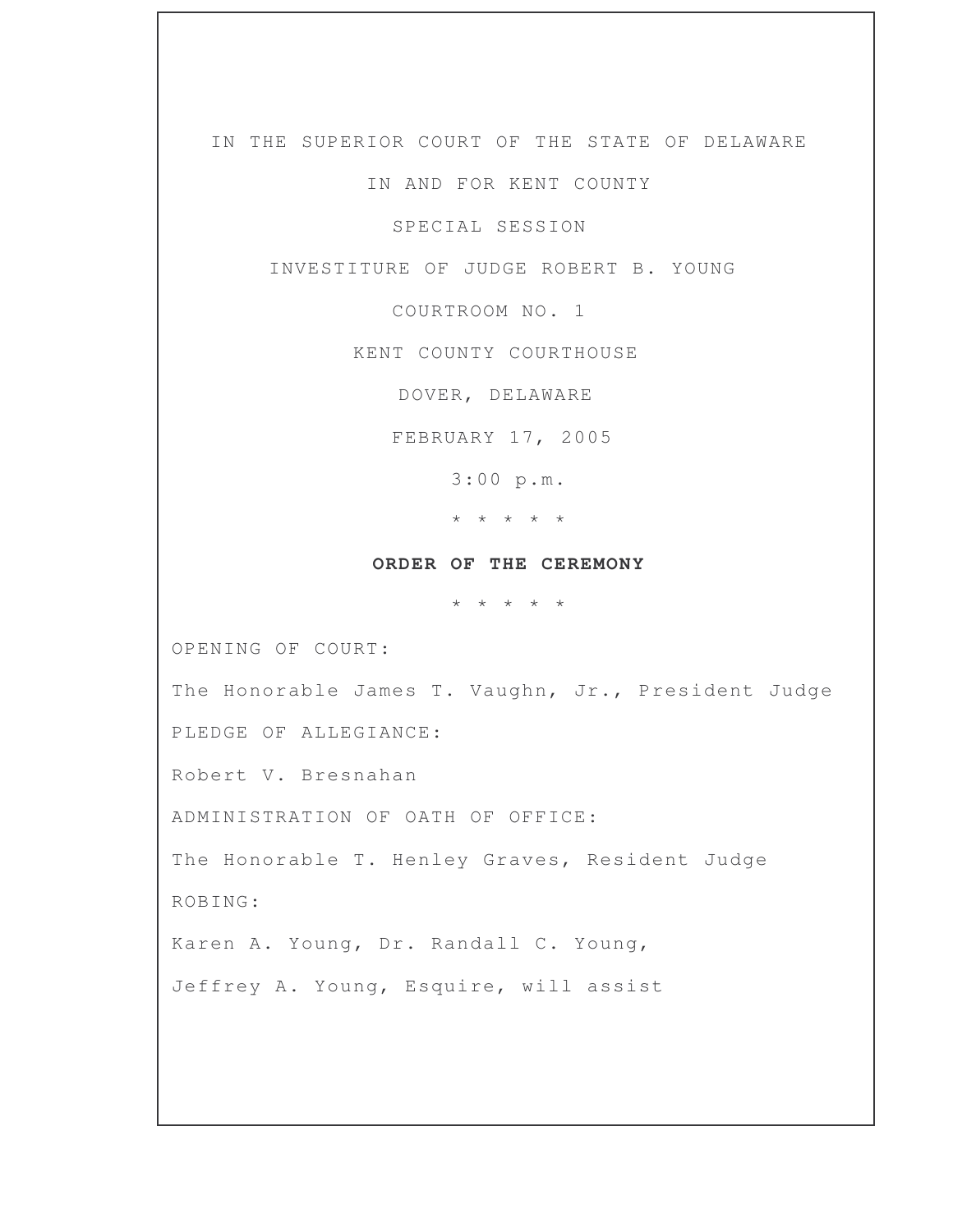IN THE SUPERIOR COURT OF THE STATE OF DELAWARE

IN AND FOR KENT COUNTY

SPECIAL SESSION

INVESTITURE OF JUDGE ROBERT B. YOUNG

COURTROOM NO. 1

KENT COUNTY COURTHOUSE

DOVER, DELAWARE

FEBRUARY 17, 2005

3:00 p.m.

\* \* \* \* \*

**ORDER OF THE CEREMONY**

\* \* \* \* \*

OPENING OF COURT:

The Honorable James T. Vaughn, Jr., President Judge

PLEDGE OF ALLEGIANCE:

Robert V. Bresnahan

ADMINISTRATION OF OATH OF OFFICE:

The Honorable T. Henley Graves, Resident Judge

ROBING:

Karen A. Young, Dr. Randall C. Young,

Jeffrey A. Young, Esquire, will assist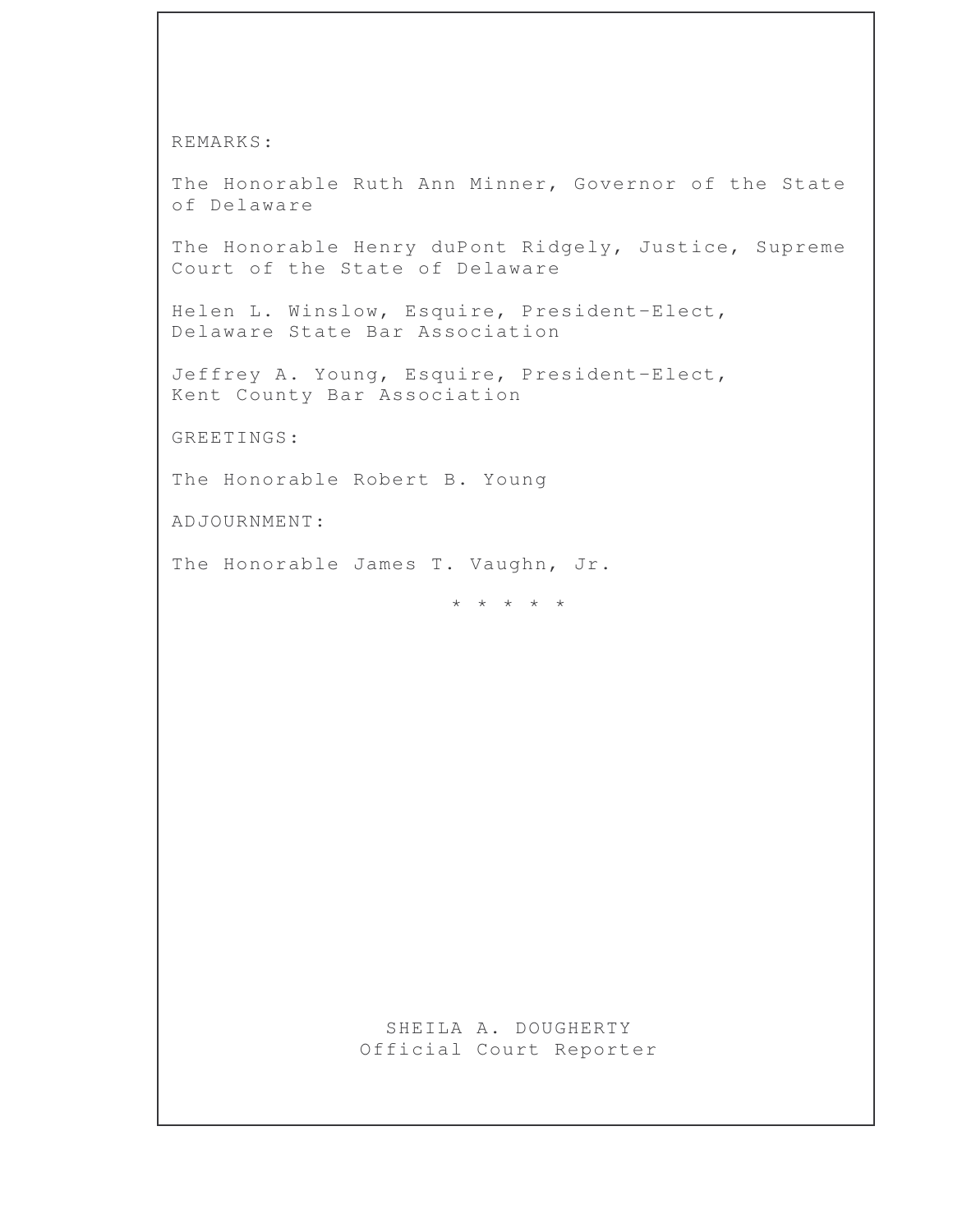REMARKS:

The Honorable Ruth Ann Minner, Governor of the State of Delaware

The Honorable Henry duPont Ridgely, Justice, Supreme Court of the State of Delaware

Helen L. Winslow, Esquire, President-Elect, Delaware State Bar Association

Jeffrey A. Young, Esquire, President-Elect, Kent County Bar Association

GREETINGS:

The Honorable Robert B. Young

ADJOURNMENT:

The Honorable James T. Vaughn, Jr.

\* \* \* \* \*

SHEILA A. DOUGHERTY
Official Court Reporter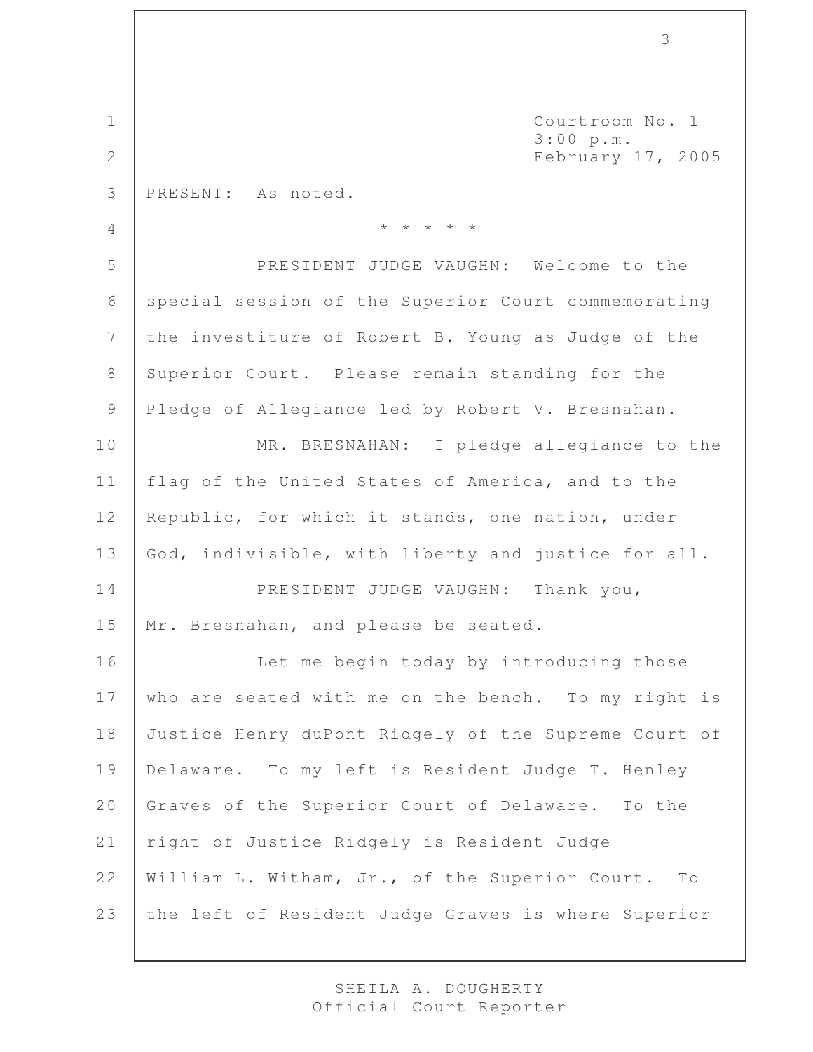Courtroom No. 1
3:00 p.m.
February 17, 2005

PRESENT: As noted.

\* \* \* \* \*

PRESIDENT JUDGE VAUGHN: Welcome to the special session of the Superior Court commemorating the investiture of Robert B. Young as Judge of the Superior Court. Please remain standing for the Pledge of Allegiance led by Robert V. Bresnahan.

MR. BRESNAHAN: I pledge allegiance to the flag of the United States of America, and to the Republic, for which it stands, one nation, under God, indivisible, with liberty and justice for all.

PRESIDENT JUDGE VAUGHN: Thank you, Mr. Bresnahan, and please be seated.

Let me begin today by introducing those who are seated with me on the bench. To my right is Justice Henry duPont Ridgely of the Supreme Court of Delaware. To my left is Resident Judge T. Henley Graves of the Superior Court of Delaware. To the right of Justice Ridgely is Resident Judge William L. Witham, Jr., of the Superior Court. To the left of Resident Judge Graves is where Superior

SHEILA A. DOUGHERTY
Official Court Reporter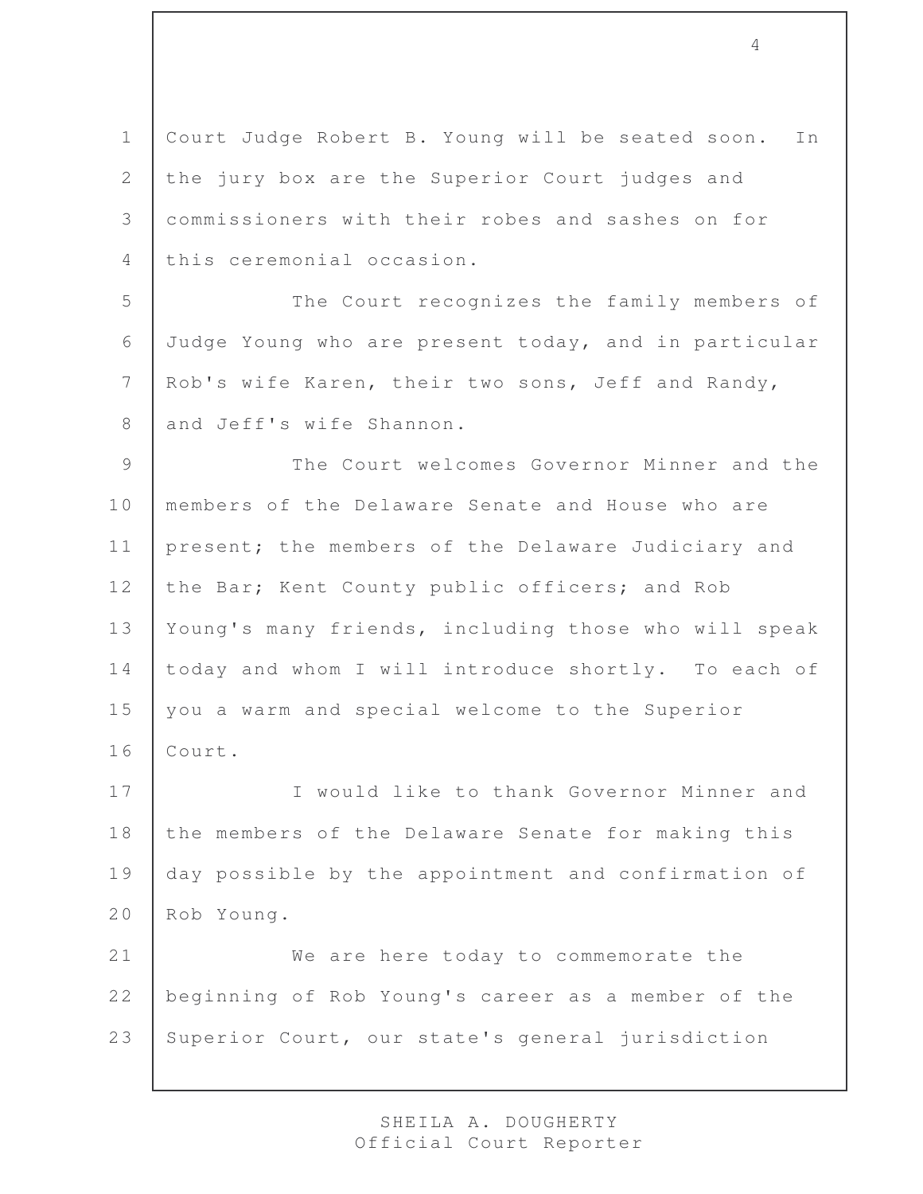Court Judge Robert B. Young will be seated soon. In the jury box are the Superior Court judges and commissioners with their robes and sashes on for this ceremonial occasion.

The Court recognizes the family members of Judge Young who are present today, and in particular Rob's wife Karen, their two sons, Jeff and Randy, and Jeff's wife Shannon.

The Court welcomes Governor Minner and the members of the Delaware Senate and House who are present; the members of the Delaware Judiciary and the Bar; Kent County public officers; and Rob Young's many friends, including those who will speak today and whom I will introduce shortly. To each of you a warm and special welcome to the Superior Court.

I would like to thank Governor Minner and the members of the Delaware Senate for making this day possible by the appointment and confirmation of Rob Young.

We are here today to commemorate the beginning of Rob Young's career as a member of the Superior Court, our state's general jurisdiction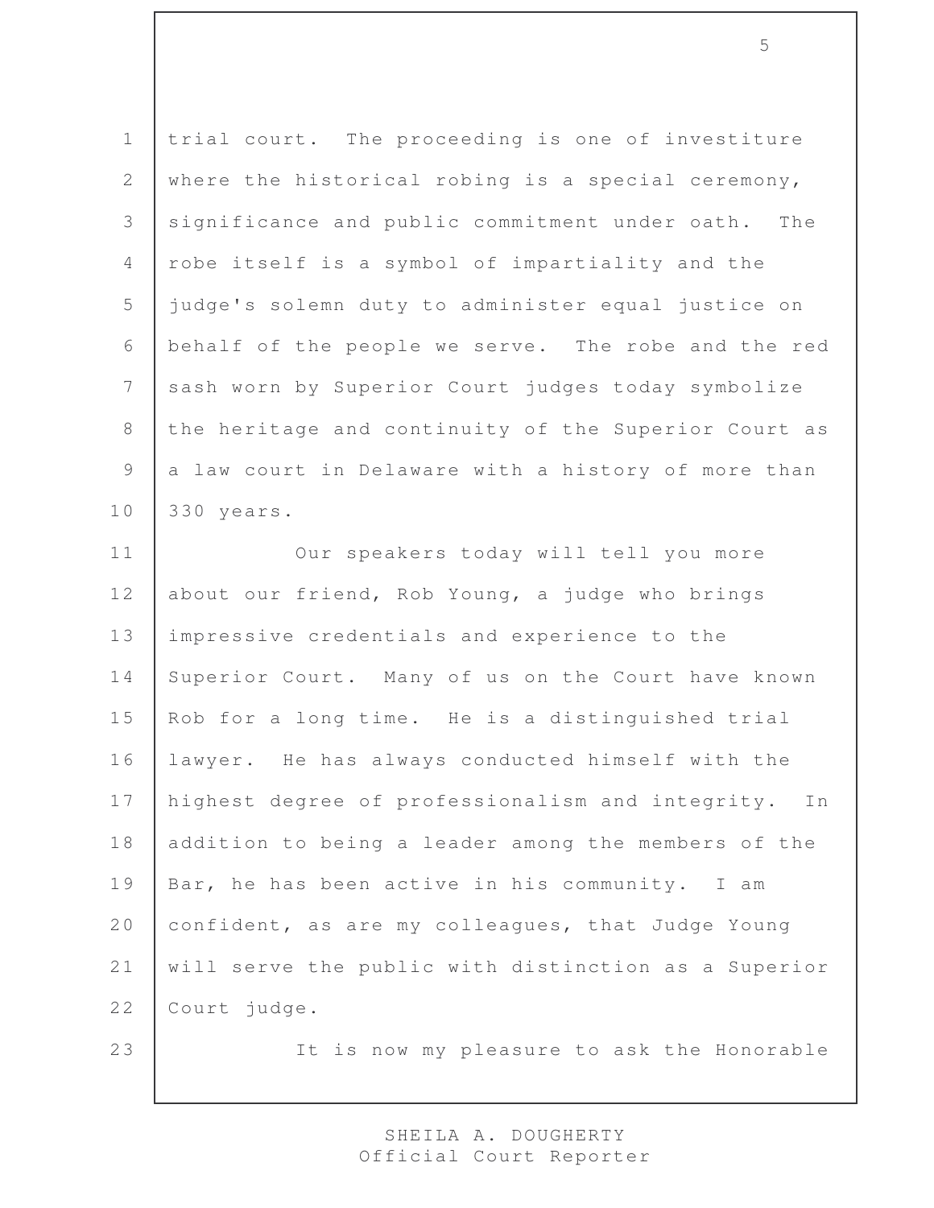trial court. The proceeding is one of investiture where the historical robing is a special ceremony, significance and public commitment under oath. The robe itself is a symbol of impartiality and the judge's solemn duty to administer equal justice on behalf of the people we serve. The robe and the red sash worn by Superior Court judges today symbolize the heritage and continuity of the Superior Court as a law court in Delaware with a history of more than 330 years.

Our speakers today will tell you more about our friend, Rob Young, a judge who brings impressive credentials and experience to the Superior Court. Many of us on the Court have known Rob for a long time. He is a distinguished trial lawyer. He has always conducted himself with the highest degree of professionalism and integrity. In addition to being a leader among the members of the Bar, he has been active in his community. I am confident, as are my colleagues, that Judge Young will serve the public with distinction as a Superior Court judge.

It is now my pleasure to ask the Honorable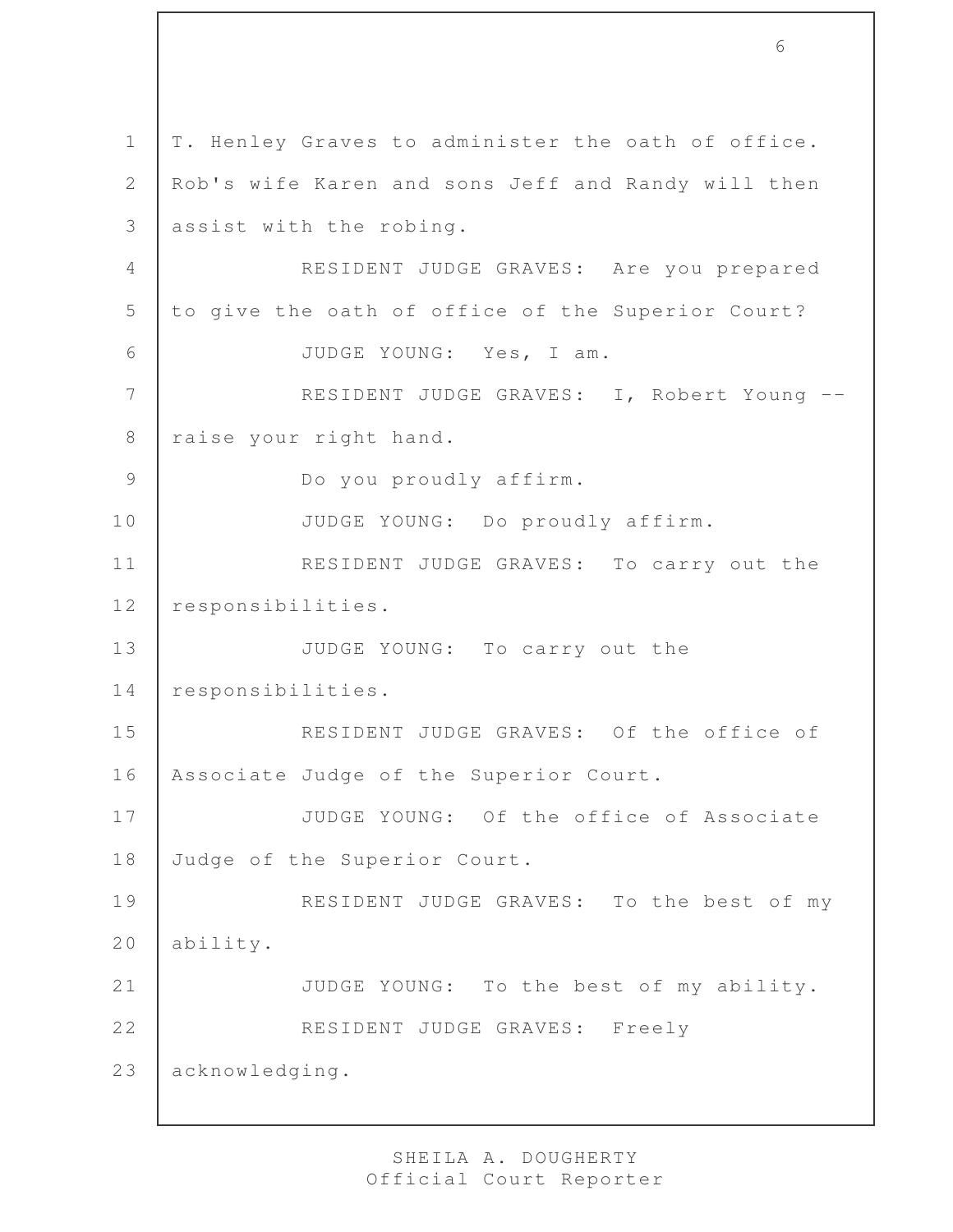T. Henley Graves to administer the oath of office. Rob's wife Karen and sons Jeff and Randy will then assist with the robing.

RESIDENT JUDGE GRAVES: Are you prepared to give the oath of office of the Superior Court?

JUDGE YOUNG: Yes, I am.

RESIDENT JUDGE GRAVES: I, Robert Young -- raise your right hand.

Do you proudly affirm.

JUDGE YOUNG: Do proudly affirm.

RESIDENT JUDGE GRAVES: To carry out the responsibilities.

JUDGE YOUNG: To carry out the responsibilities.

RESIDENT JUDGE GRAVES: Of the office of Associate Judge of the Superior Court.

JUDGE YOUNG: Of the office of Associate Judge of the Superior Court.

RESIDENT JUDGE GRAVES: To the best of my ability.

JUDGE YOUNG: To the best of my ability.

RESIDENT JUDGE GRAVES: Freely acknowledging.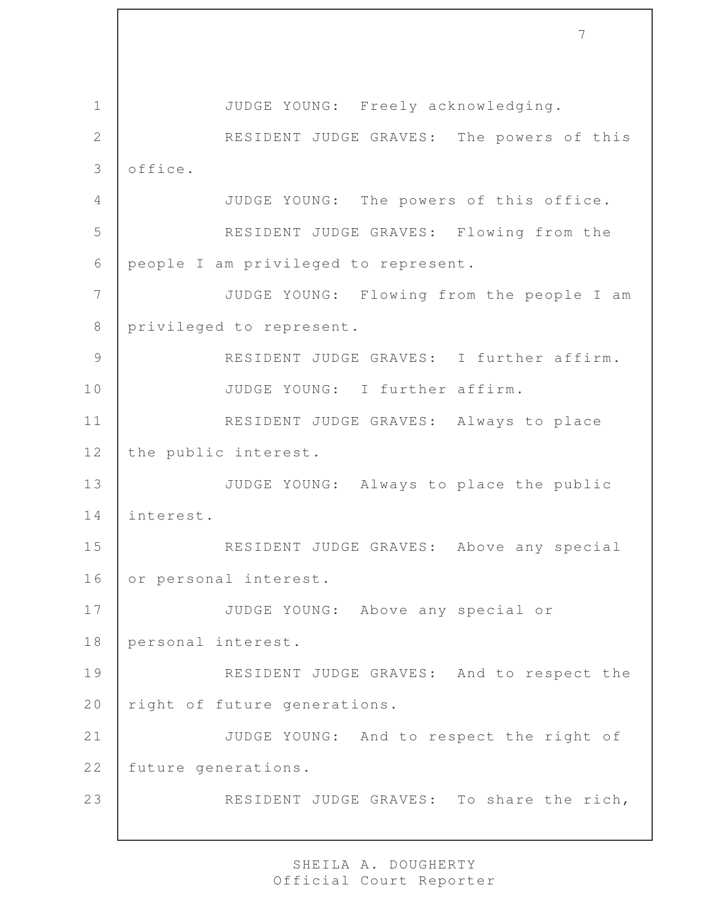JUDGE YOUNG: Freely acknowledging.

RESIDENT JUDGE GRAVES: The powers of this office.

JUDGE YOUNG: The powers of this office.

RESIDENT JUDGE GRAVES: Flowing from the people I am privileged to represent.

JUDGE YOUNG: Flowing from the people I am privileged to represent.

RESIDENT JUDGE GRAVES: I further affirm.

JUDGE YOUNG: I further affirm.

RESIDENT JUDGE GRAVES: Always to place the public interest.

JUDGE YOUNG: Always to place the public interest.

RESIDENT JUDGE GRAVES: Above any special or personal interest.

JUDGE YOUNG: Above any special or personal interest.

RESIDENT JUDGE GRAVES: And to respect the right of future generations.

JUDGE YOUNG: And to respect the right of future generations.

RESIDENT JUDGE GRAVES: To share the rich,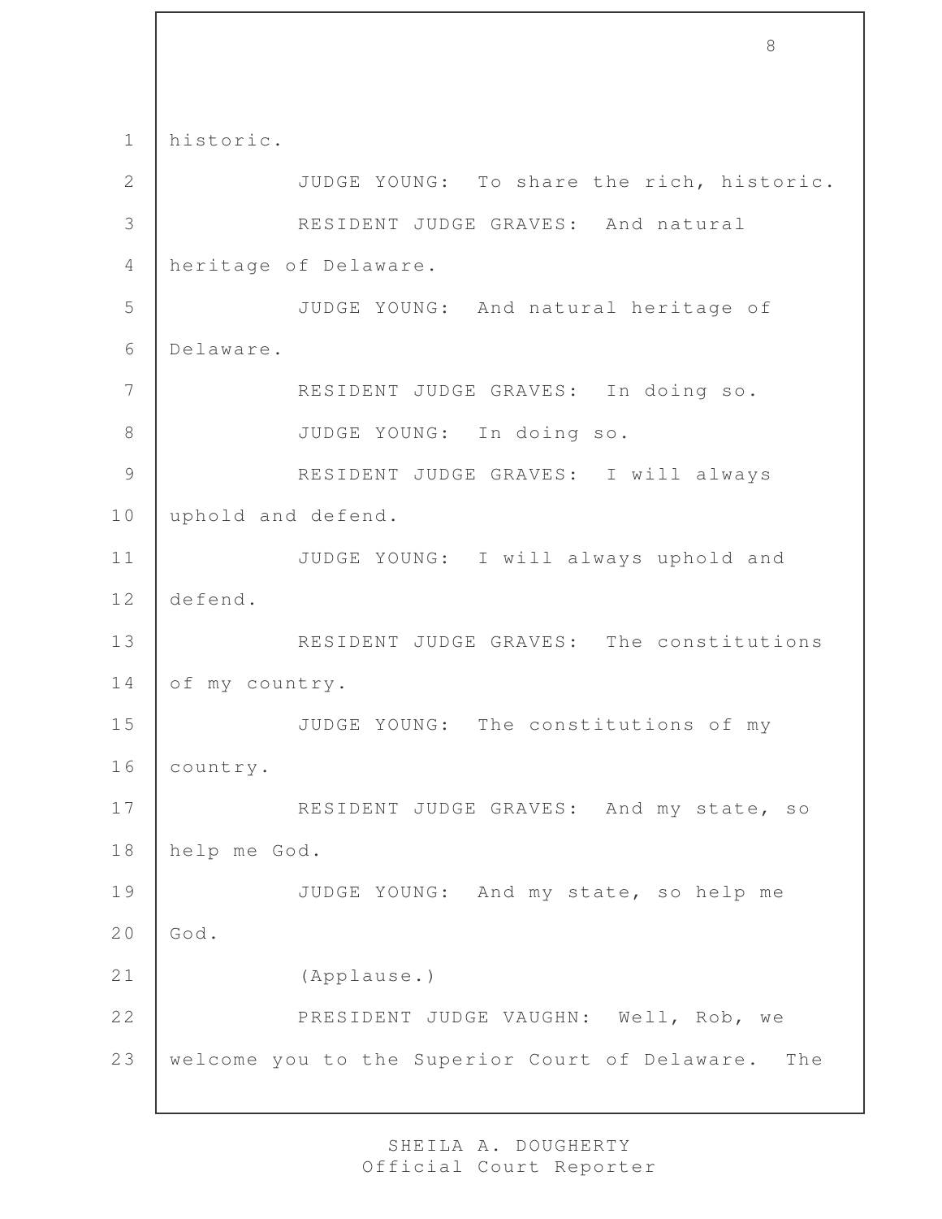historic.

JUDGE YOUNG: To share the rich, historic.

RESIDENT JUDGE GRAVES: And natural heritage of Delaware.

JUDGE YOUNG: And natural heritage of Delaware.

RESIDENT JUDGE GRAVES: In doing so.

JUDGE YOUNG: In doing so.

RESIDENT JUDGE GRAVES: I will always uphold and defend.

JUDGE YOUNG: I will always uphold and defend.

RESIDENT JUDGE GRAVES: The constitutions of my country.

JUDGE YOUNG: The constitutions of my country.

RESIDENT JUDGE GRAVES: And my state, so help me God.

JUDGE YOUNG: And my state, so help me God.

(Applause.)

PRESIDENT JUDGE VAUGHN: Well, Rob, we welcome you to the Superior Court of Delaware. The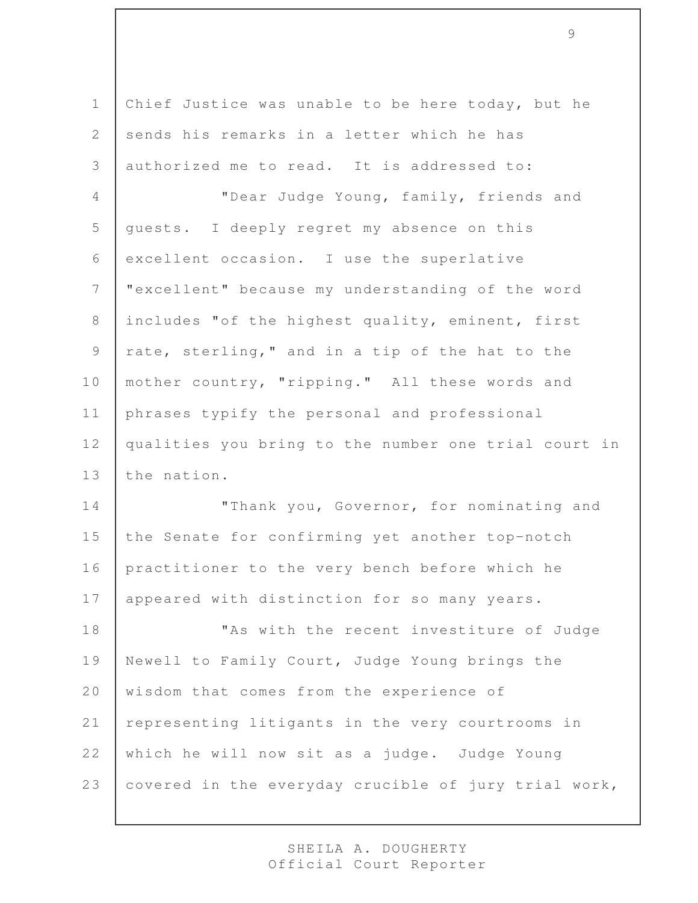Chief Justice was unable to be here today, but he sends his remarks in a letter which he has authorized me to read. It is addressed to:

"Dear Judge Young, family, friends and guests. I deeply regret my absence on this excellent occasion. I use the superlative "excellent" because my understanding of the word includes "of the highest quality, eminent, first rate, sterling," and in a tip of the hat to the mother country, "ripping." All these words and phrases typify the personal and professional qualities you bring to the number one trial court in the nation.

"Thank you, Governor, for nominating and the Senate for confirming yet another top-notch practitioner to the very bench before which he appeared with distinction for so many years.

"As with the recent investiture of Judge Newell to Family Court, Judge Young brings the wisdom that comes from the experience of representing litigants in the very courtrooms in which he will now sit as a judge. Judge Young covered in the everyday crucible of jury trial work,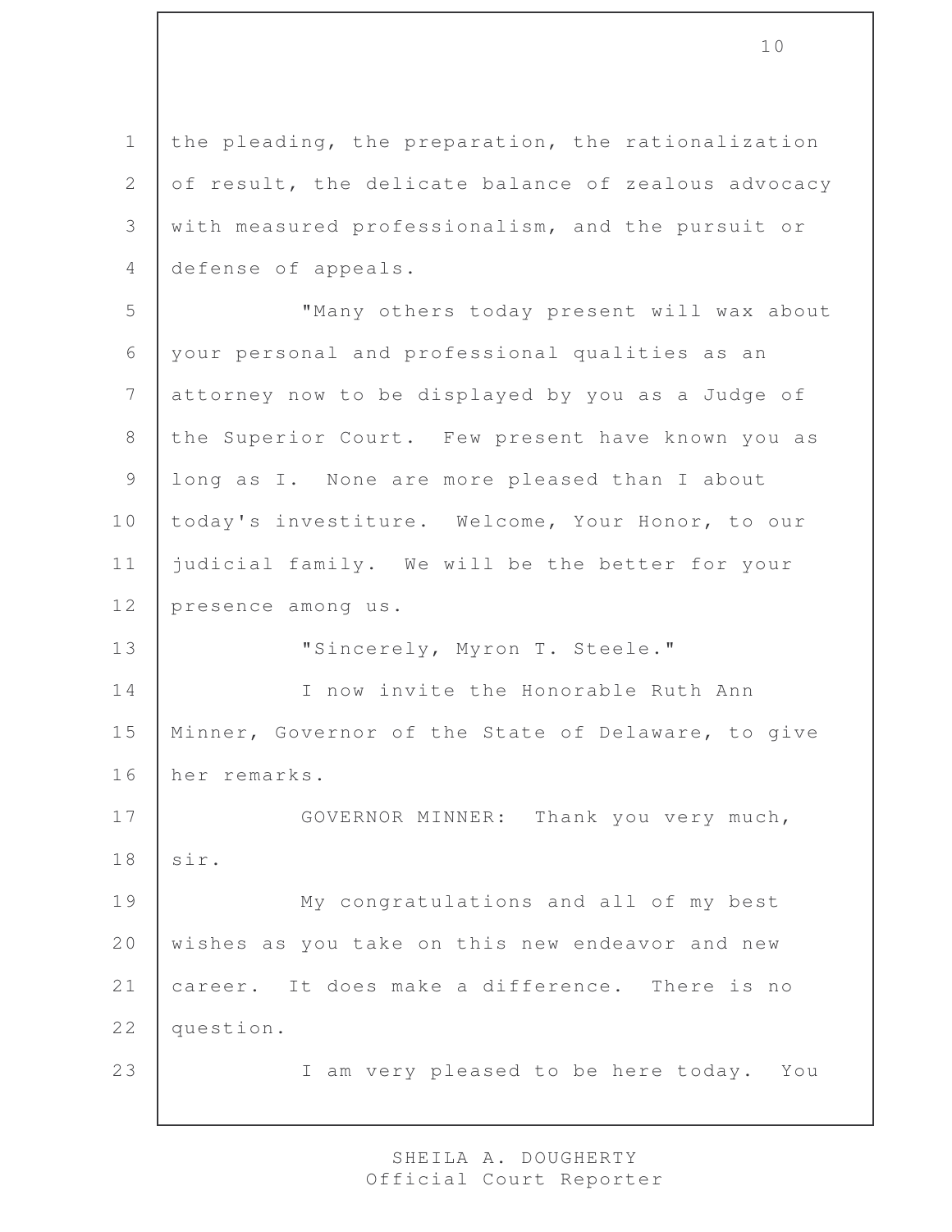the pleading, the preparation, the rationalization of result, the delicate balance of zealous advocacy with measured professionalism, and the pursuit or defense of appeals.

"Many others today present will wax about your personal and professional qualities as an attorney now to be displayed by you as a Judge of the Superior Court. Few present have known you as long as I. None are more pleased than I about today's investiture. Welcome, Your Honor, to our judicial family. We will be the better for your presence among us.

"Sincerely, Myron T. Steele."

I now invite the Honorable Ruth Ann Minner, Governor of the State of Delaware, to give her remarks.

GOVERNOR MINNER: Thank you very much, sir.

My congratulations and all of my best wishes as you take on this new endeavor and new career. It does make a difference. There is no question.

I am very pleased to be here today. You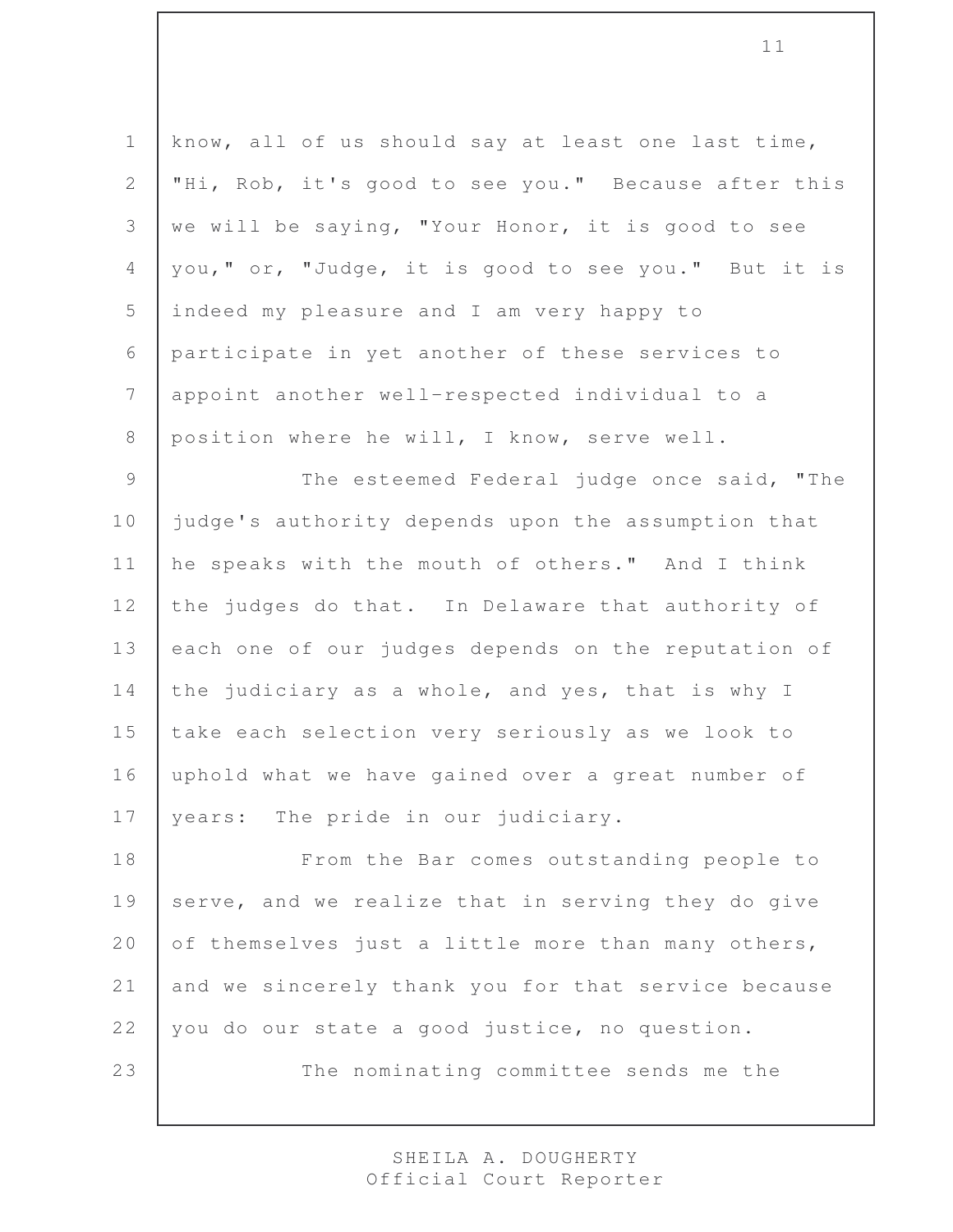know, all of us should say at least one last time, "Hi, Rob, it's good to see you." Because after this we will be saying, "Your Honor, it is good to see you," or, "Judge, it is good to see you." But it is indeed my pleasure and I am very happy to participate in yet another of these services to appoint another well-respected individual to a position where he will, I know, serve well.

The esteemed Federal judge once said, "The judge's authority depends upon the assumption that he speaks with the mouth of others." And I think the judges do that. In Delaware that authority of each one of our judges depends on the reputation of the judiciary as a whole, and yes, that is why I take each selection very seriously as we look to uphold what we have gained over a great number of years: The pride in our judiciary.

From the Bar comes outstanding people to serve, and we realize that in serving they do give of themselves just a little more than many others, and we sincerely thank you for that service because you do our state a good justice, no question.

The nominating committee sends me the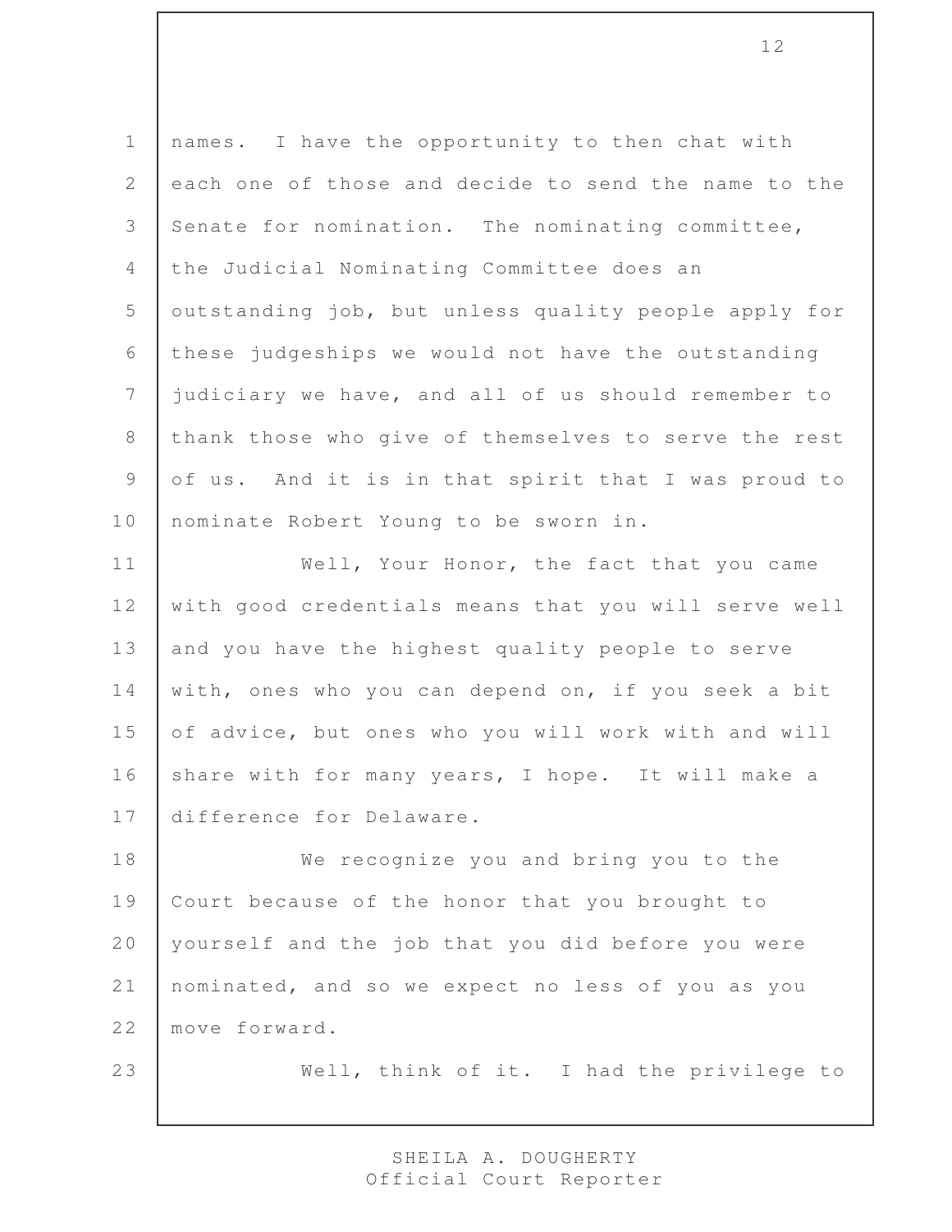names. I have the opportunity to then chat with each one of those and decide to send the name to the Senate for nomination. The nominating committee, the Judicial Nominating Committee does an outstanding job, but unless quality people apply for these judgeships we would not have the outstanding judiciary we have, and all of us should remember to thank those who give of themselves to serve the rest of us. And it is in that spirit that I was proud to nominate Robert Young to be sworn in.

Well, Your Honor, the fact that you came with good credentials means that you will serve well and you have the highest quality people to serve with, ones who you can depend on, if you seek a bit of advice, but ones who you will work with and will share with for many years, I hope. It will make a difference for Delaware.

We recognize you and bring you to the Court because of the honor that you brought to yourself and the job that you did before you were nominated, and so we expect no less of you as you move forward.

Well, think of it. I had the privilege to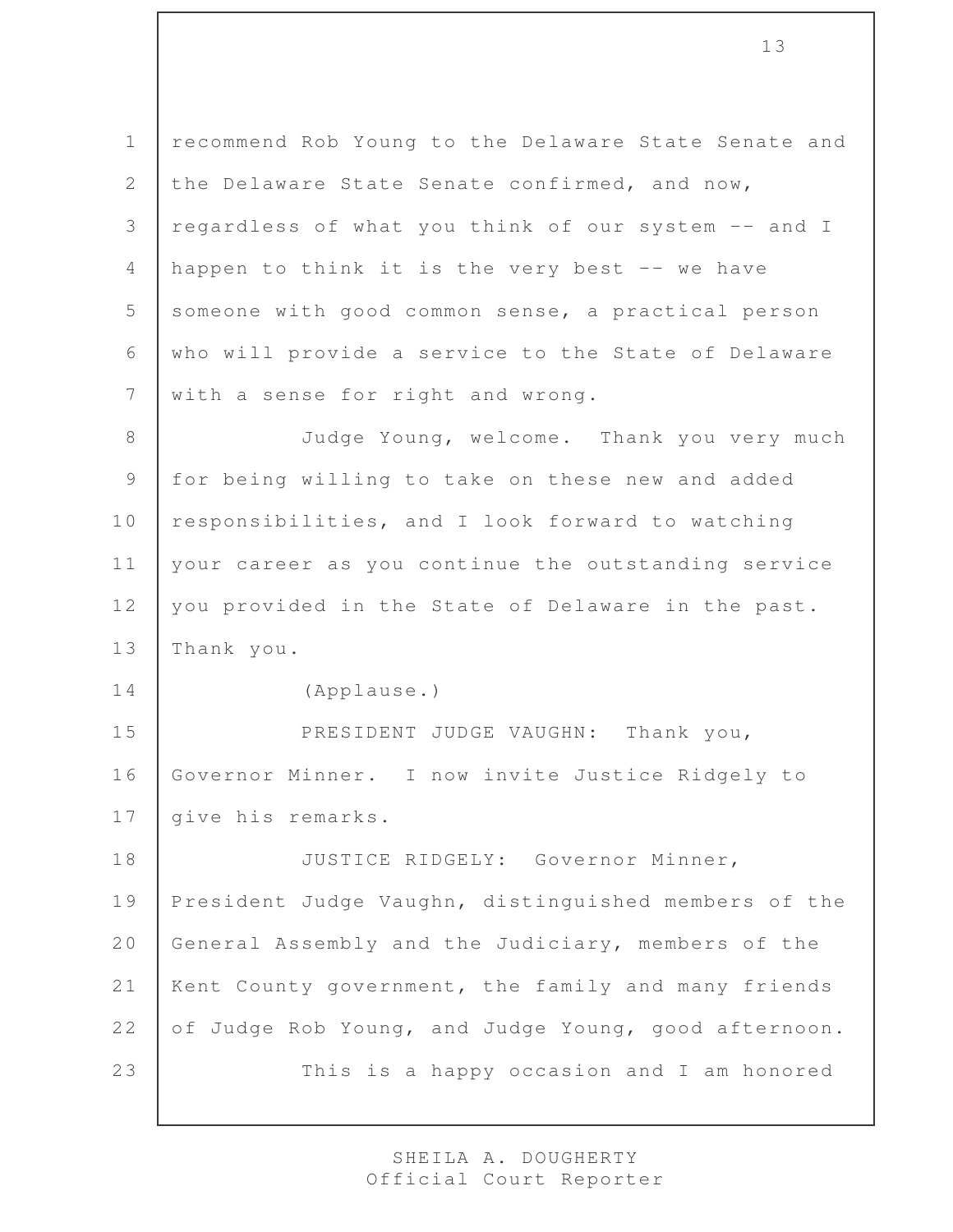recommend Rob Young to the Delaware State Senate and the Delaware State Senate confirmed, and now, regardless of what you think of our system -- and I happen to think it is the very best -- we have someone with good common sense, a practical person who will provide a service to the State of Delaware with a sense for right and wrong.

Judge Young, welcome. Thank you very much for being willing to take on these new and added responsibilities, and I look forward to watching your career as you continue the outstanding service you provided in the State of Delaware in the past. Thank you.

(Applause.)

PRESIDENT JUDGE VAUGHN: Thank you, Governor Minner. I now invite Justice Ridgely to give his remarks.

JUSTICE RIDGELY: Governor Minner, President Judge Vaughn, distinguished members of the General Assembly and the Judiciary, members of the Kent County government, the family and many friends of Judge Rob Young, and Judge Young, good afternoon.

This is a happy occasion and I am honored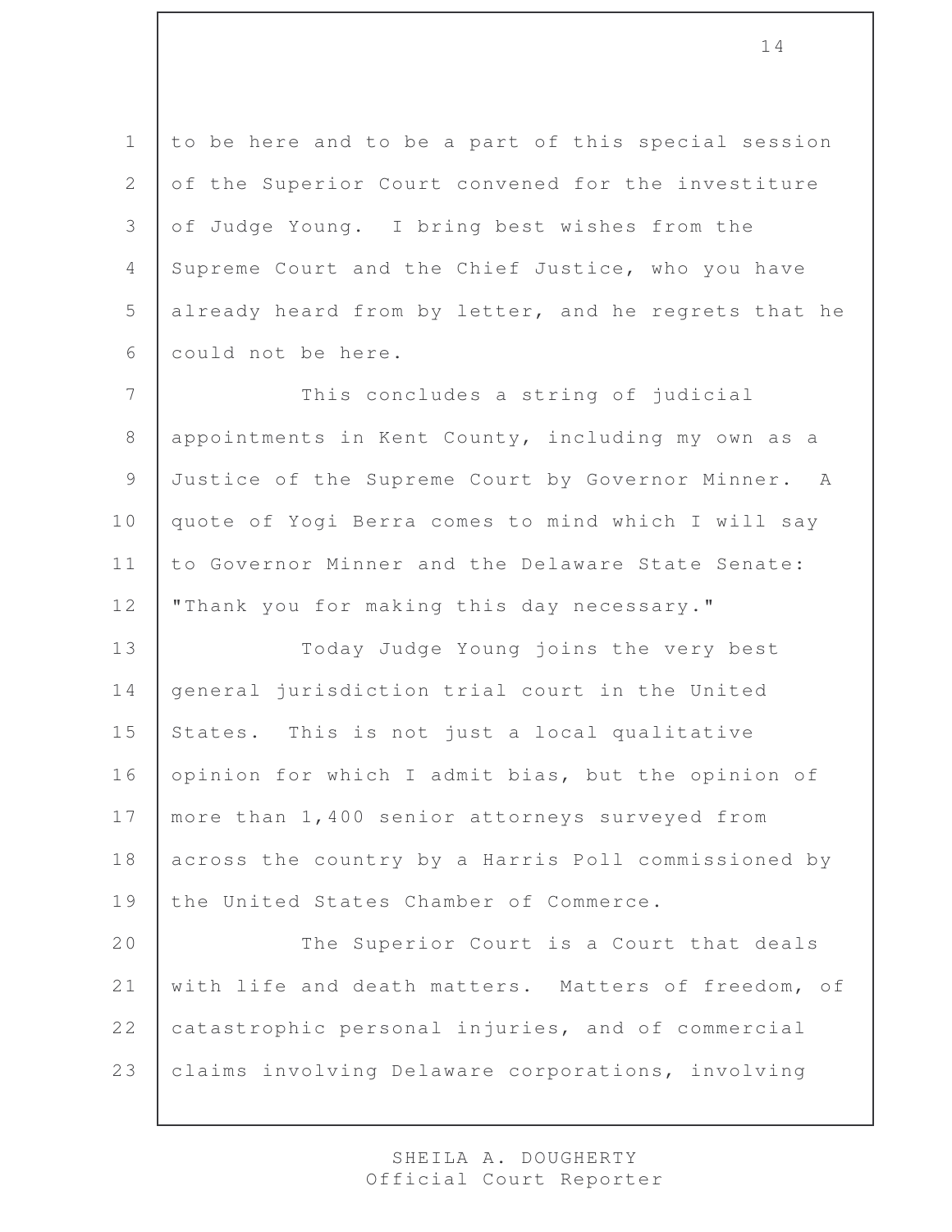to be here and to be a part of this special session of the Superior Court convened for the investiture of Judge Young. I bring best wishes from the Supreme Court and the Chief Justice, who you have already heard from by letter, and he regrets that he could not be here.

This concludes a string of judicial appointments in Kent County, including my own as a Justice of the Supreme Court by Governor Minner. A quote of Yogi Berra comes to mind which I will say to Governor Minner and the Delaware State Senate: "Thank you for making this day necessary."

Today Judge Young joins the very best general jurisdiction trial court in the United States. This is not just a local qualitative opinion for which I admit bias, but the opinion of more than 1,400 senior attorneys surveyed from across the country by a Harris Poll commissioned by the United States Chamber of Commerce.

The Superior Court is a Court that deals with life and death matters. Matters of freedom, of catastrophic personal injuries, and of commercial claims involving Delaware corporations, involving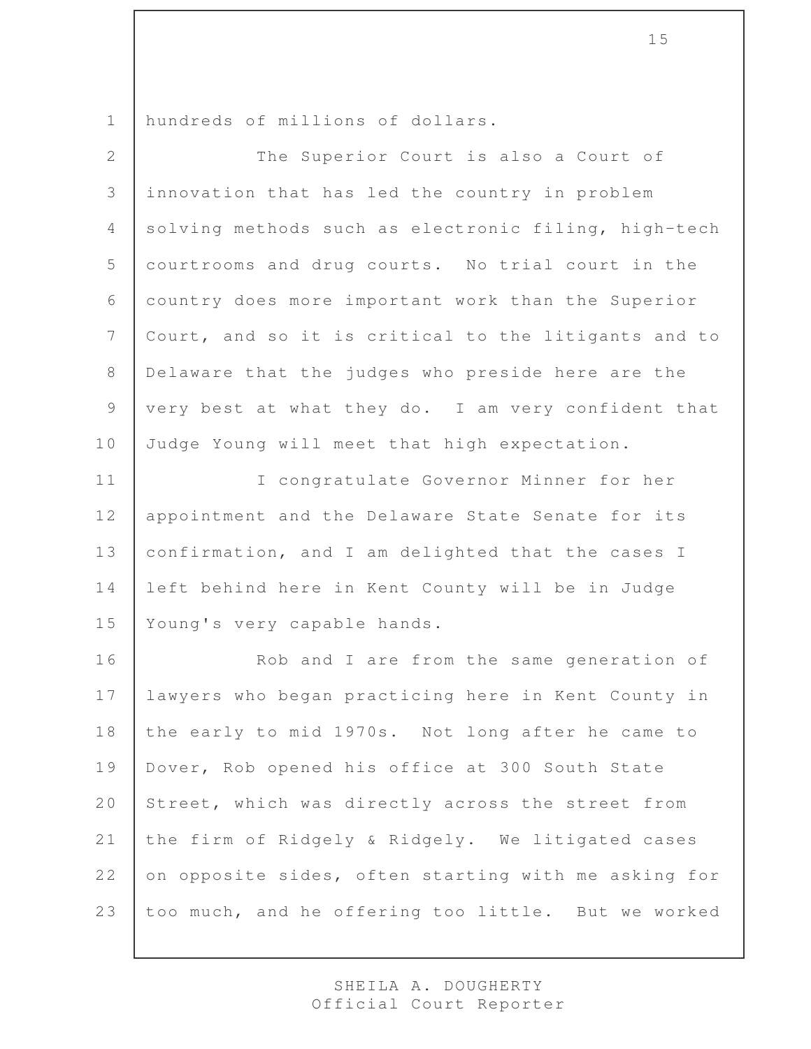hundreds of millions of dollars.

The Superior Court is also a Court of innovation that has led the country in problem solving methods such as electronic filing, high-tech courtrooms and drug courts. No trial court in the country does more important work than the Superior Court, and so it is critical to the litigants and to Delaware that the judges who preside here are the very best at what they do. I am very confident that Judge Young will meet that high expectation.

I congratulate Governor Minner for her appointment and the Delaware State Senate for its confirmation, and I am delighted that the cases I left behind here in Kent County will be in Judge Young's very capable hands.

Rob and I are from the same generation of lawyers who began practicing here in Kent County in the early to mid 1970s. Not long after he came to Dover, Rob opened his office at 300 South State Street, which was directly across the street from the firm of Ridgely & Ridgely. We litigated cases on opposite sides, often starting with me asking for too much, and he offering too little. But we worked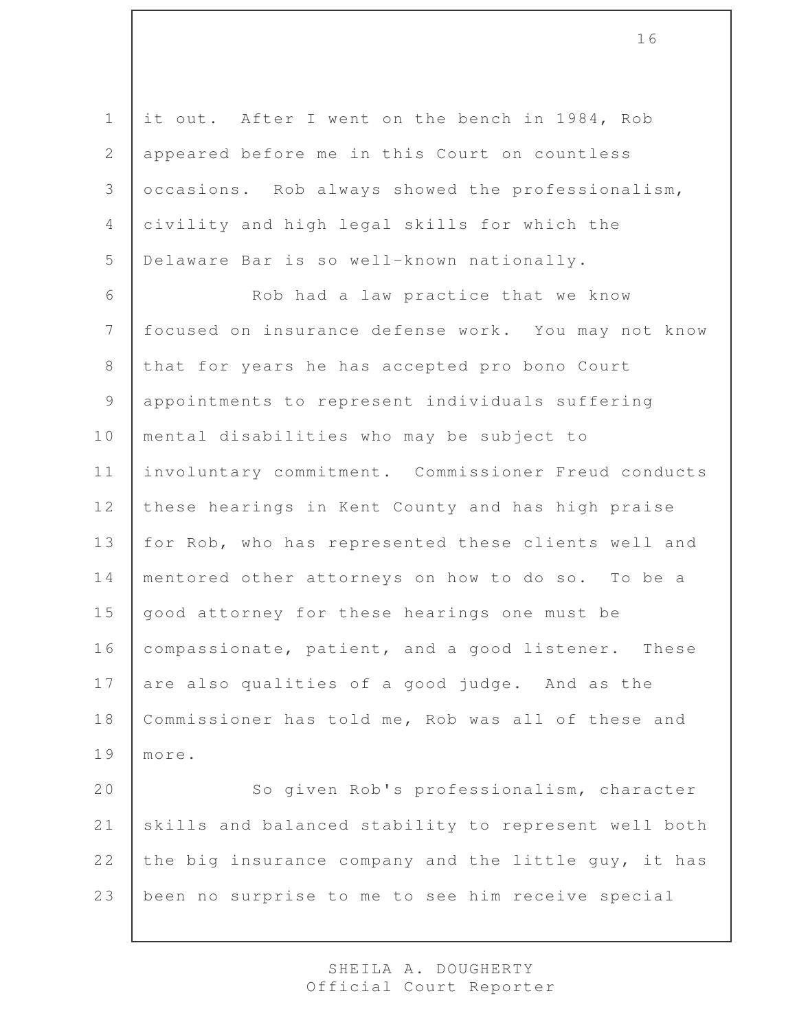it out. After I went on the bench in 1984, Rob appeared before me in this Court on countless occasions. Rob always showed the professionalism, civility and high legal skills for which the Delaware Bar is so well-known nationally.

Rob had a law practice that we know focused on insurance defense work. You may not know that for years he has accepted pro bono Court appointments to represent individuals suffering mental disabilities who may be subject to involuntary commitment. Commissioner Freud conducts these hearings in Kent County and has high praise for Rob, who has represented these clients well and mentored other attorneys on how to do so. To be a good attorney for these hearings one must be compassionate, patient, and a good listener. These are also qualities of a good judge. And as the Commissioner has told me, Rob was all of these and more.

So given Rob's professionalism, character skills and balanced stability to represent well both the big insurance company and the little guy, it has been no surprise to me to see him receive special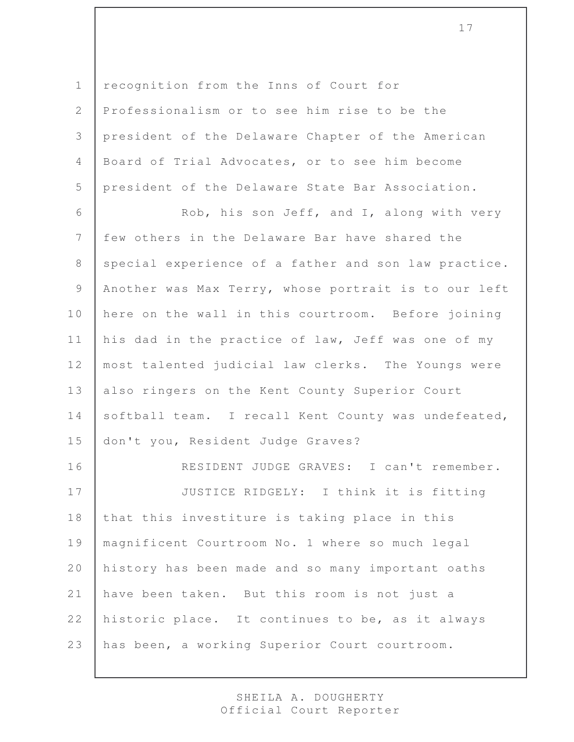recognition from the Inns of Court for Professionalism or to see him rise to be the president of the Delaware Chapter of the American Board of Trial Advocates, or to see him become president of the Delaware State Bar Association.

Rob, his son Jeff, and I, along with very few others in the Delaware Bar have shared the special experience of a father and son law practice. Another was Max Terry, whose portrait is to our left here on the wall in this courtroom. Before joining his dad in the practice of law, Jeff was one of my most talented judicial law clerks. The Youngs were also ringers on the Kent County Superior Court softball team. I recall Kent County was undefeated, don't you, Resident Judge Graves?

RESIDENT JUDGE GRAVES: I can't remember.

JUSTICE RIDGELY: I think it is fitting that this investiture is taking place in this magnificent Courtroom No. 1 where so much legal history has been made and so many important oaths have been taken. But this room is not just a historic place. It continues to be, as it always has been, a working Superior Court courtroom.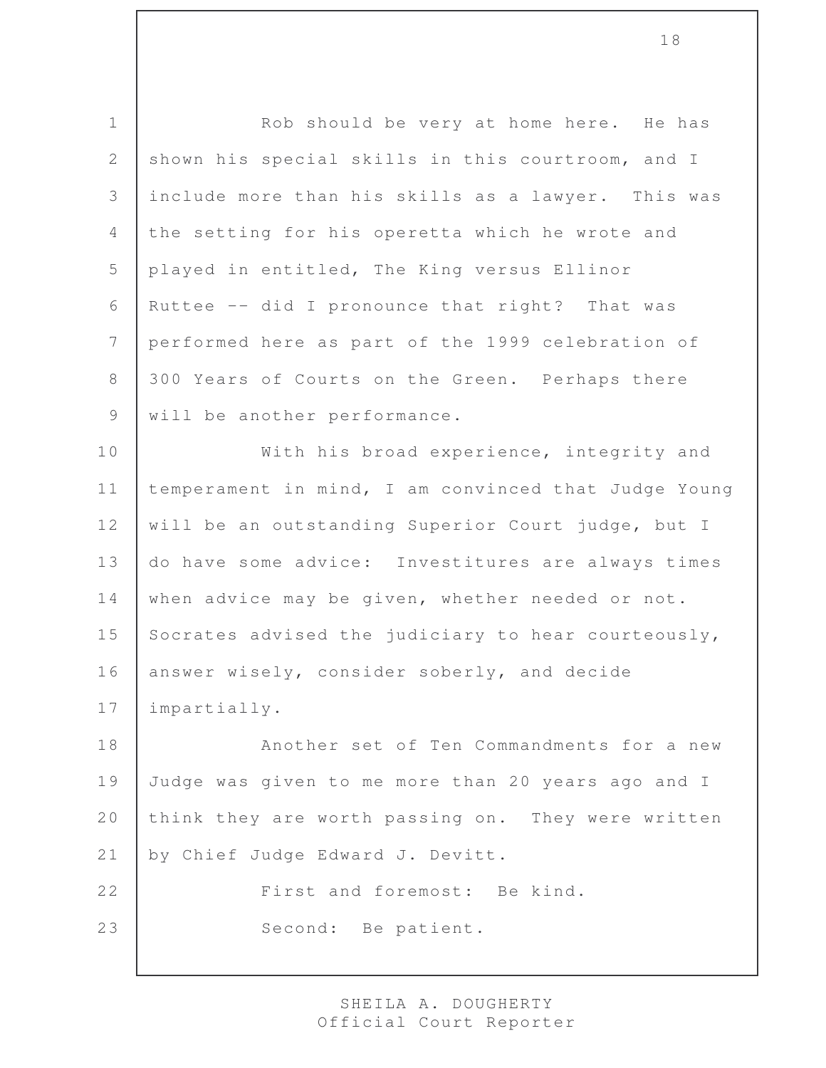Rob should be very at home here. He has shown his special skills in this courtroom, and I include more than his skills as a lawyer. This was the setting for his operetta which he wrote and played in entitled, The King versus Ellinor Ruttee -- did I pronounce that right? That was performed here as part of the 1999 celebration of 300 Years of Courts on the Green. Perhaps there will be another performance.

With his broad experience, integrity and temperament in mind, I am convinced that Judge Young will be an outstanding Superior Court judge, but I do have some advice: Investitures are always times when advice may be given, whether needed or not. Socrates advised the judiciary to hear courteously, answer wisely, consider soberly, and decide impartially.

Another set of Ten Commandments for a new Judge was given to me more than 20 years ago and I think they are worth passing on. They were written by Chief Judge Edward J. Devitt.

First and foremost: Be kind.

Second: Be patient.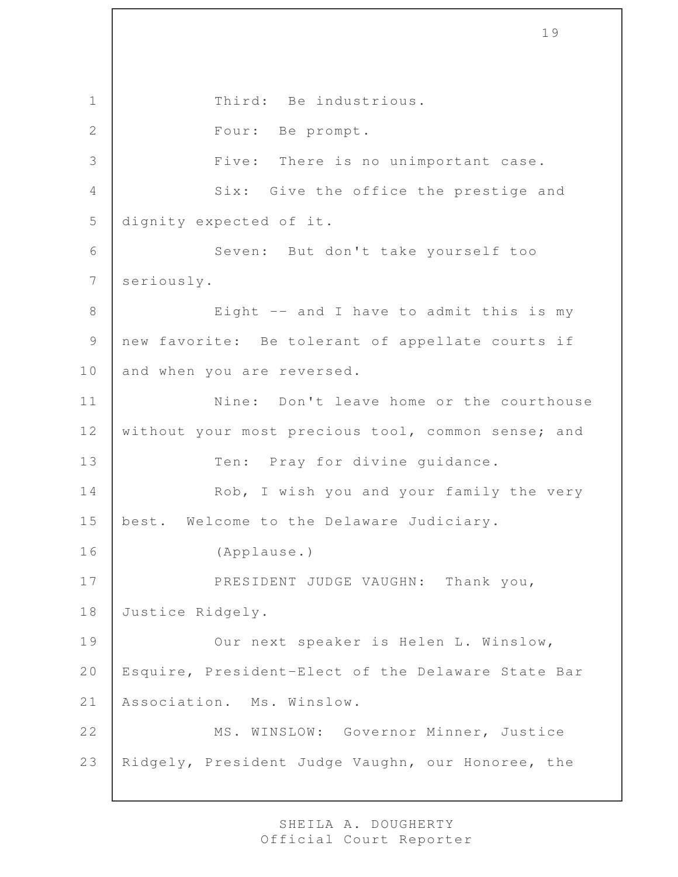Third: Be industrious.

Four: Be prompt.

Five: There is no unimportant case.

Six: Give the office the prestige and dignity expected of it.

Seven: But don't take yourself too seriously.

Eight -- and I have to admit this is my new favorite: Be tolerant of appellate courts if and when you are reversed.

Nine: Don't leave home or the courthouse without your most precious tool, common sense; and

Ten: Pray for divine guidance.

Rob, I wish you and your family the very best. Welcome to the Delaware Judiciary.

(Applause.)

PRESIDENT JUDGE VAUGHN: Thank you, Justice Ridgely.

Our next speaker is Helen L. Winslow, Esquire, President-Elect of the Delaware State Bar Association. Ms. Winslow.

MS. WINSLOW: Governor Minner, Justice Ridgely, President Judge Vaughn, our Honoree, the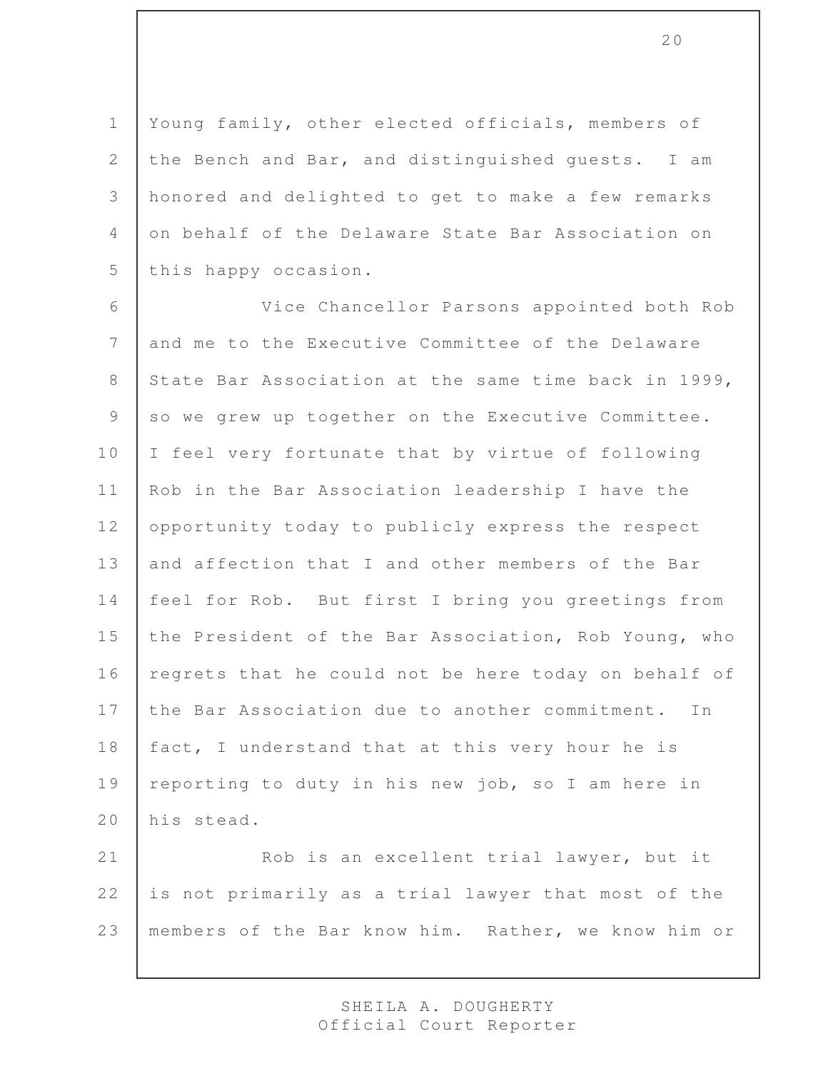Young family, other elected officials, members of the Bench and Bar, and distinguished guests. I am honored and delighted to get to make a few remarks on behalf of the Delaware State Bar Association on this happy occasion.

Vice Chancellor Parsons appointed both Rob and me to the Executive Committee of the Delaware State Bar Association at the same time back in 1999, so we grew up together on the Executive Committee. I feel very fortunate that by virtue of following Rob in the Bar Association leadership I have the opportunity today to publicly express the respect and affection that I and other members of the Bar feel for Rob. But first I bring you greetings from the President of the Bar Association, Rob Young, who regrets that he could not be here today on behalf of the Bar Association due to another commitment. In fact, I understand that at this very hour he is reporting to duty in his new job, so I am here in his stead.

Rob is an excellent trial lawyer, but it is not primarily as a trial lawyer that most of the members of the Bar know him. Rather, we know him or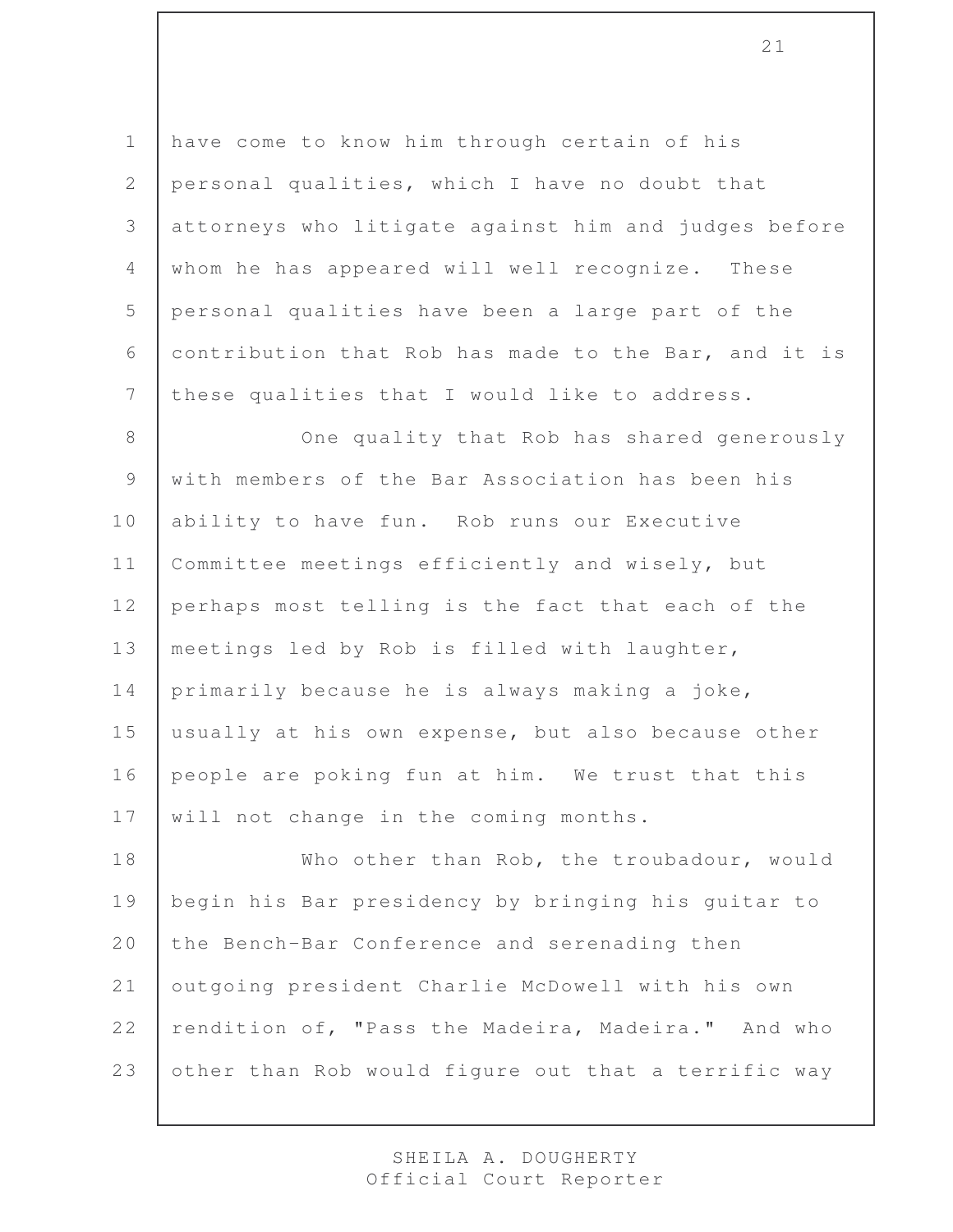have come to know him through certain of his personal qualities, which I have no doubt that attorneys who litigate against him and judges before whom he has appeared will well recognize. These personal qualities have been a large part of the contribution that Rob has made to the Bar, and it is these qualities that I would like to address.

One quality that Rob has shared generously with members of the Bar Association has been his ability to have fun. Rob runs our Executive Committee meetings efficiently and wisely, but perhaps most telling is the fact that each of the meetings led by Rob is filled with laughter, primarily because he is always making a joke, usually at his own expense, but also because other people are poking fun at him. We trust that this will not change in the coming months.

Who other than Rob, the troubadour, would begin his Bar presidency by bringing his guitar to the Bench-Bar Conference and serenading then outgoing president Charlie McDowell with his own rendition of, "Pass the Madeira, Madeira." And who other than Rob would figure out that a terrific way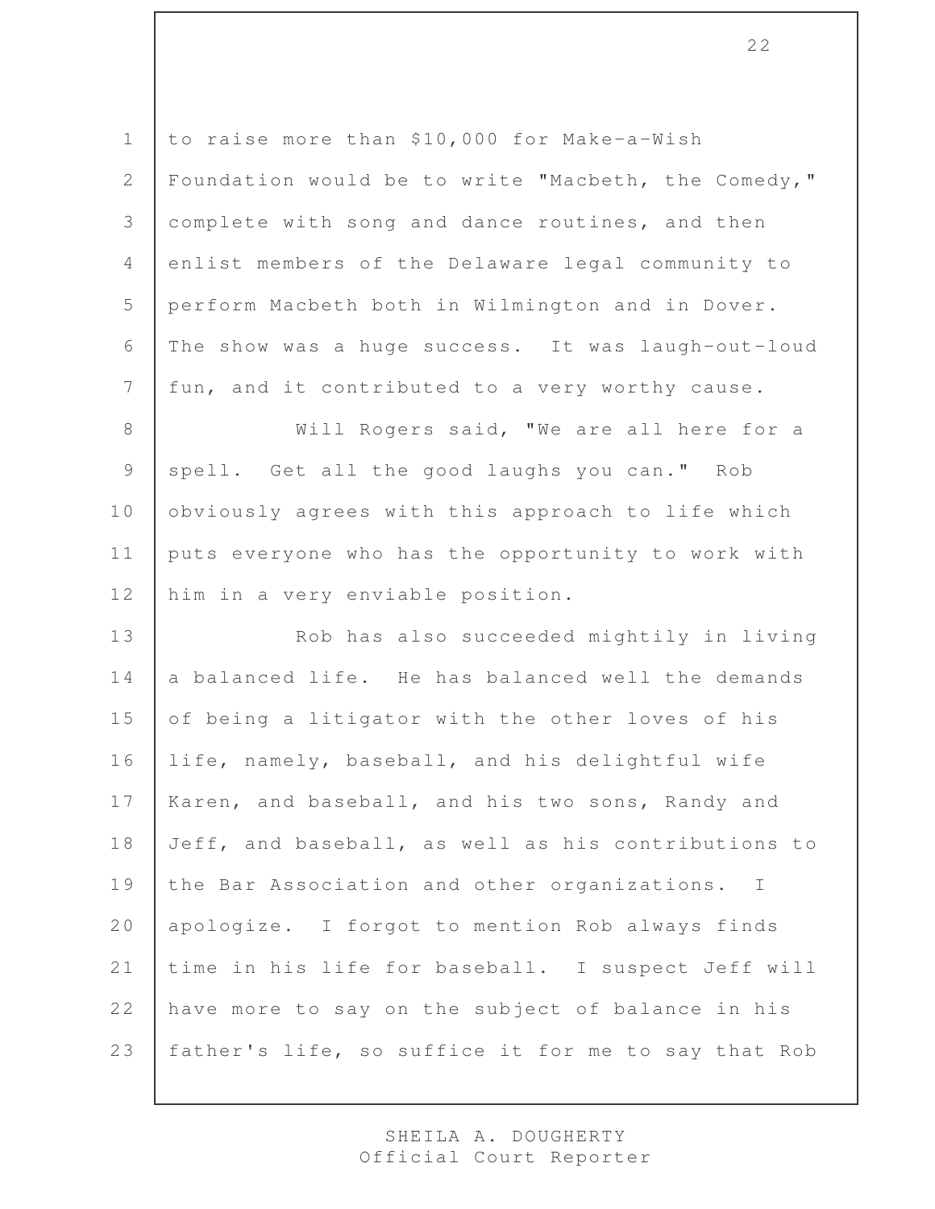to raise more than $10,000 for Make-a-Wish Foundation would be to write "Macbeth, the Comedy," complete with song and dance routines, and then enlist members of the Delaware legal community to perform Macbeth both in Wilmington and in Dover. The show was a huge success. It was laugh-out-loud fun, and it contributed to a very worthy cause.

Will Rogers said, "We are all here for a spell. Get all the good laughs you can." Rob obviously agrees with this approach to life which puts everyone who has the opportunity to work with him in a very enviable position.

Rob has also succeeded mightily in living a balanced life. He has balanced well the demands of being a litigator with the other loves of his life, namely, baseball, and his delightful wife Karen, and baseball, and his two sons, Randy and Jeff, and baseball, as well as his contributions to the Bar Association and other organizations. I apologize. I forgot to mention Rob always finds time in his life for baseball. I suspect Jeff will have more to say on the subject of balance in his father's life, so suffice it for me to say that Rob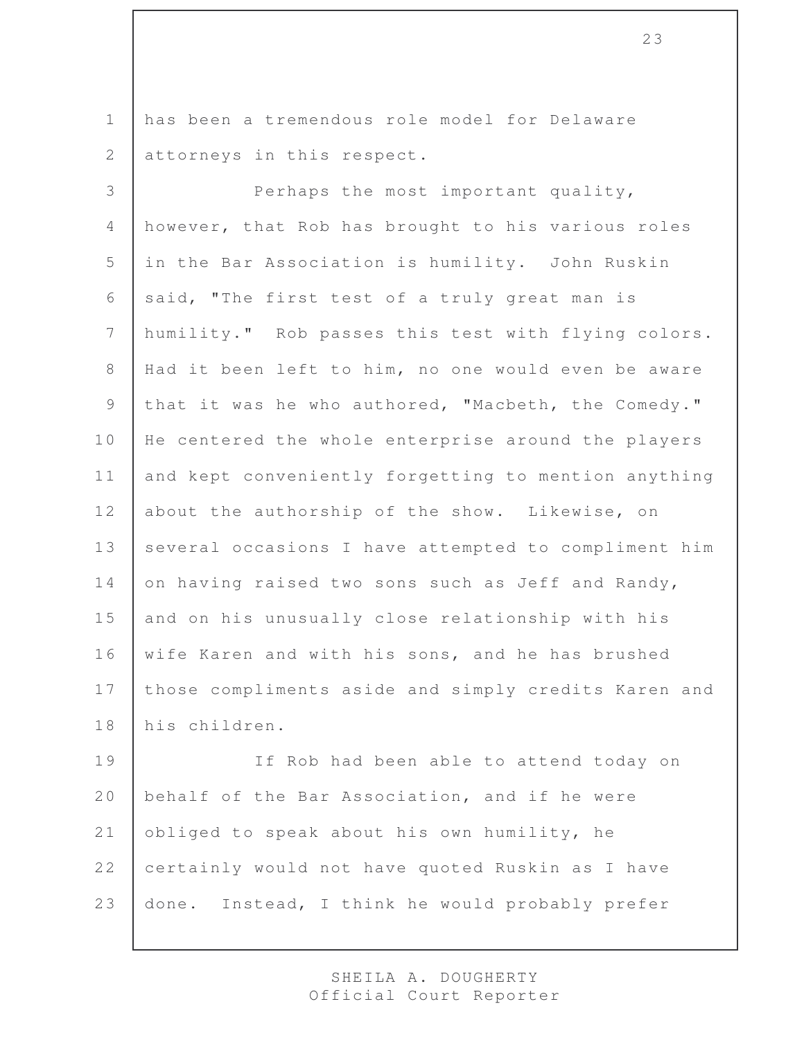has been a tremendous role model for Delaware attorneys in this respect.

Perhaps the most important quality, however, that Rob has brought to his various roles in the Bar Association is humility. John Ruskin said, "The first test of a truly great man is humility." Rob passes this test with flying colors. Had it been left to him, no one would even be aware that it was he who authored, "Macbeth, the Comedy." He centered the whole enterprise around the players and kept conveniently forgetting to mention anything about the authorship of the show. Likewise, on several occasions I have attempted to compliment him on having raised two sons such as Jeff and Randy, and on his unusually close relationship with his wife Karen and with his sons, and he has brushed those compliments aside and simply credits Karen and his children.

If Rob had been able to attend today on behalf of the Bar Association, and if he were obliged to speak about his own humility, he certainly would not have quoted Ruskin as I have done. Instead, I think he would probably prefer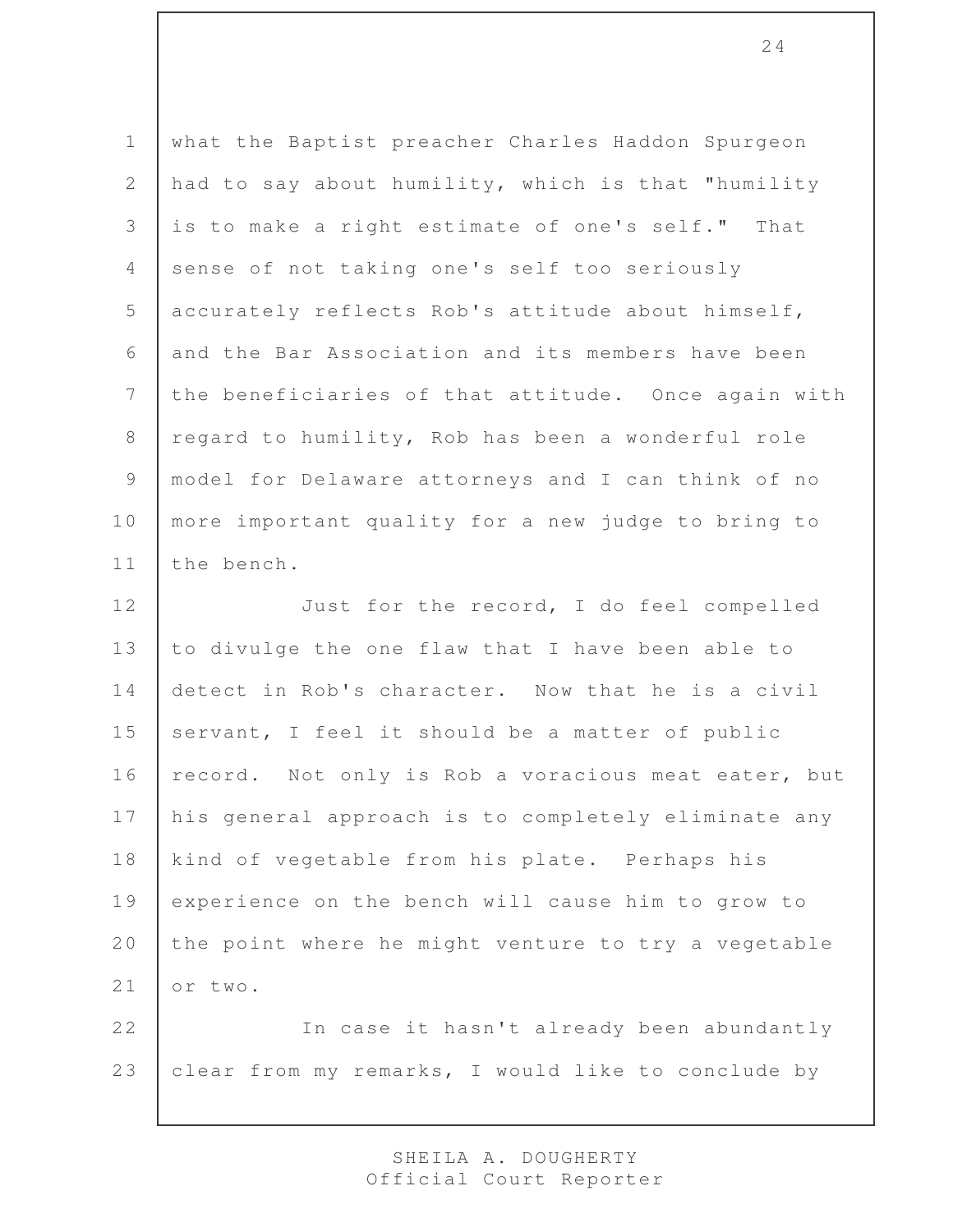what the Baptist preacher Charles Haddon Spurgeon had to say about humility, which is that "humility is to make a right estimate of one's self." That sense of not taking one's self too seriously accurately reflects Rob's attitude about himself, and the Bar Association and its members have been the beneficiaries of that attitude. Once again with regard to humility, Rob has been a wonderful role model for Delaware attorneys and I can think of no more important quality for a new judge to bring to the bench.

Just for the record, I do feel compelled to divulge the one flaw that I have been able to detect in Rob's character. Now that he is a civil servant, I feel it should be a matter of public record. Not only is Rob a voracious meat eater, but his general approach is to completely eliminate any kind of vegetable from his plate. Perhaps his experience on the bench will cause him to grow to the point where he might venture to try a vegetable or two.

In case it hasn't already been abundantly clear from my remarks, I would like to conclude by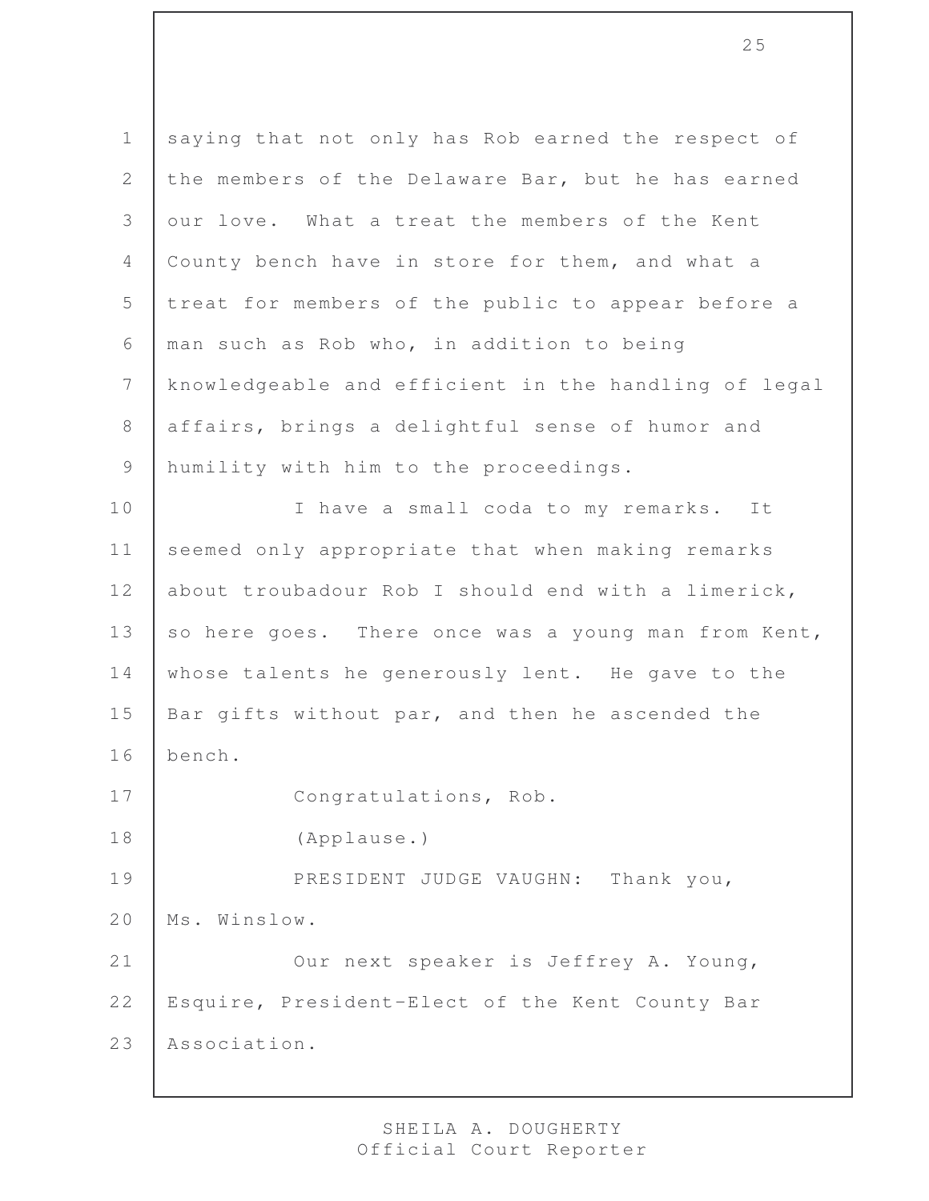saying that not only has Rob earned the respect of the members of the Delaware Bar, but he has earned our love. What a treat the members of the Kent County bench have in store for them, and what a treat for members of the public to appear before a man such as Rob who, in addition to being knowledgeable and efficient in the handling of legal affairs, brings a delightful sense of humor and humility with him to the proceedings.

I have a small coda to my remarks. It seemed only appropriate that when making remarks about troubadour Rob I should end with a limerick, so here goes. There once was a young man from Kent, whose talents he generously lent. He gave to the Bar gifts without par, and then he ascended the bench.

Congratulations, Rob.

(Applause.)

PRESIDENT JUDGE VAUGHN: Thank you, Ms. Winslow.

Our next speaker is Jeffrey A. Young, Esquire, President-Elect of the Kent County Bar Association.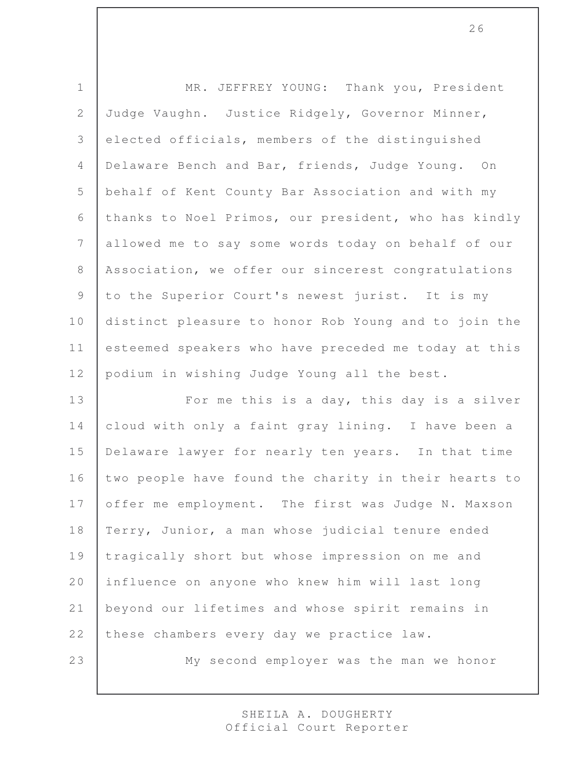MR. JEFFREY YOUNG: Thank you, President Judge Vaughn. Justice Ridgely, Governor Minner, elected officials, members of the distinguished Delaware Bench and Bar, friends, Judge Young. On behalf of Kent County Bar Association and with my thanks to Noel Primos, our president, who has kindly allowed me to say some words today on behalf of our Association, we offer our sincerest congratulations to the Superior Court's newest jurist. It is my distinct pleasure to honor Rob Young and to join the esteemed speakers who have preceded me today at this podium in wishing Judge Young all the best.

For me this is a day, this day is a silver cloud with only a faint gray lining. I have been a Delaware lawyer for nearly ten years. In that time two people have found the charity in their hearts to offer me employment. The first was Judge N. Maxson Terry, Junior, a man whose judicial tenure ended tragically short but whose impression on me and influence on anyone who knew him will last long beyond our lifetimes and whose spirit remains in these chambers every day we practice law.

My second employer was the man we honor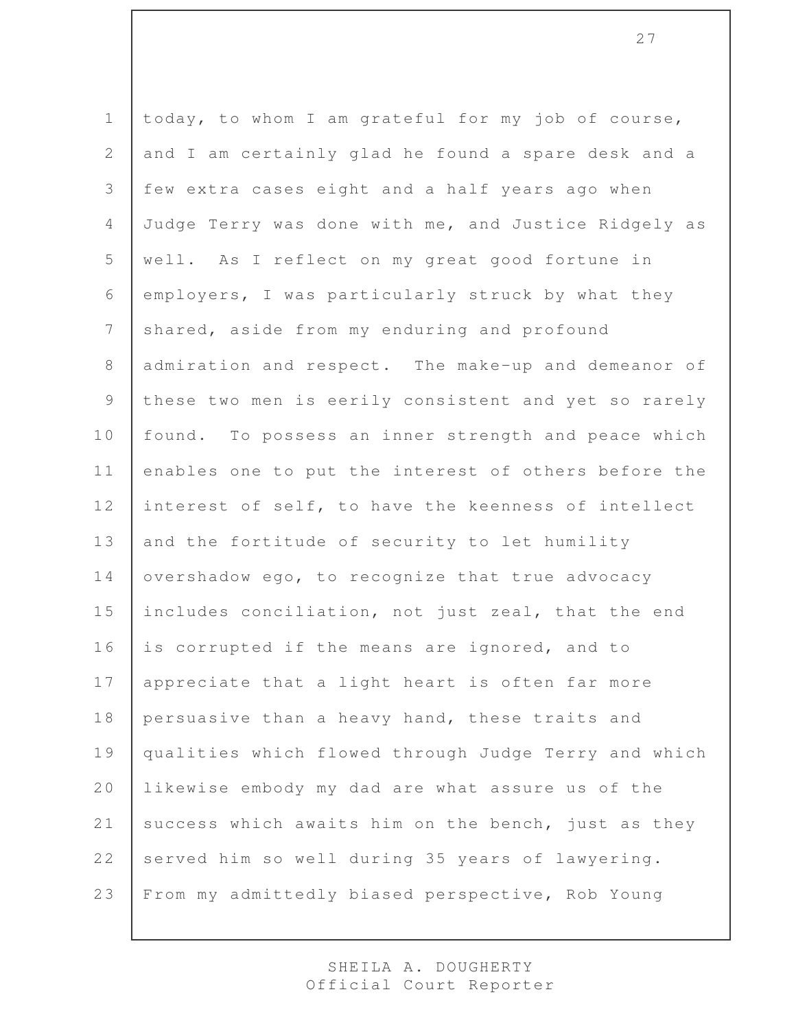today, to whom I am grateful for my job of course, and I am certainly glad he found a spare desk and a few extra cases eight and a half years ago when Judge Terry was done with me, and Justice Ridgely as well. As I reflect on my great good fortune in employers, I was particularly struck by what they shared, aside from my enduring and profound admiration and respect. The make-up and demeanor of these two men is eerily consistent and yet so rarely found. To possess an inner strength and peace which enables one to put the interest of others before the interest of self, to have the keenness of intellect and the fortitude of security to let humility overshadow ego, to recognize that true advocacy includes conciliation, not just zeal, that the end is corrupted if the means are ignored, and to appreciate that a light heart is often far more persuasive than a heavy hand, these traits and qualities which flowed through Judge Terry and which likewise embody my dad are what assure us of the success which awaits him on the bench, just as they served him so well during 35 years of lawyering. From my admittedly biased perspective, Rob Young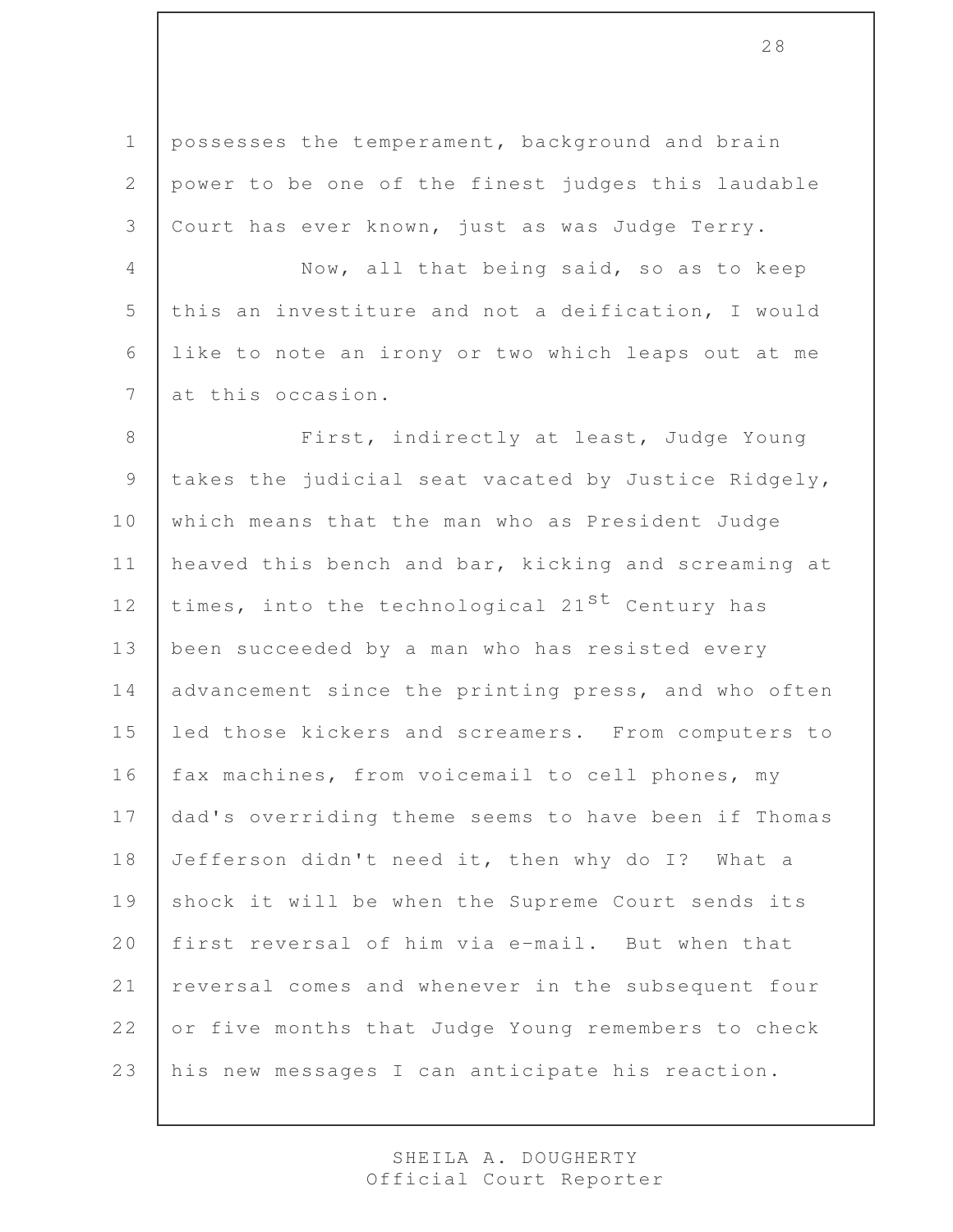possesses the temperament, background and brain power to be one of the finest judges this laudable Court has ever known, just as was Judge Terry.

Now, all that being said, so as to keep this an investiture and not a deification, I would like to note an irony or two which leaps out at me at this occasion.

First, indirectly at least, Judge Young takes the judicial seat vacated by Justice Ridgely, which means that the man who as President Judge heaved this bench and bar, kicking and screaming at times, into the technological 21st Century has been succeeded by a man who has resisted every advancement since the printing press, and who often led those kickers and screamers. From computers to fax machines, from voicemail to cell phones, my dad's overriding theme seems to have been if Thomas Jefferson didn't need it, then why do I? What a shock it will be when the Supreme Court sends its first reversal of him via e-mail. But when that reversal comes and whenever in the subsequent four or five months that Judge Young remembers to check his new messages I can anticipate his reaction.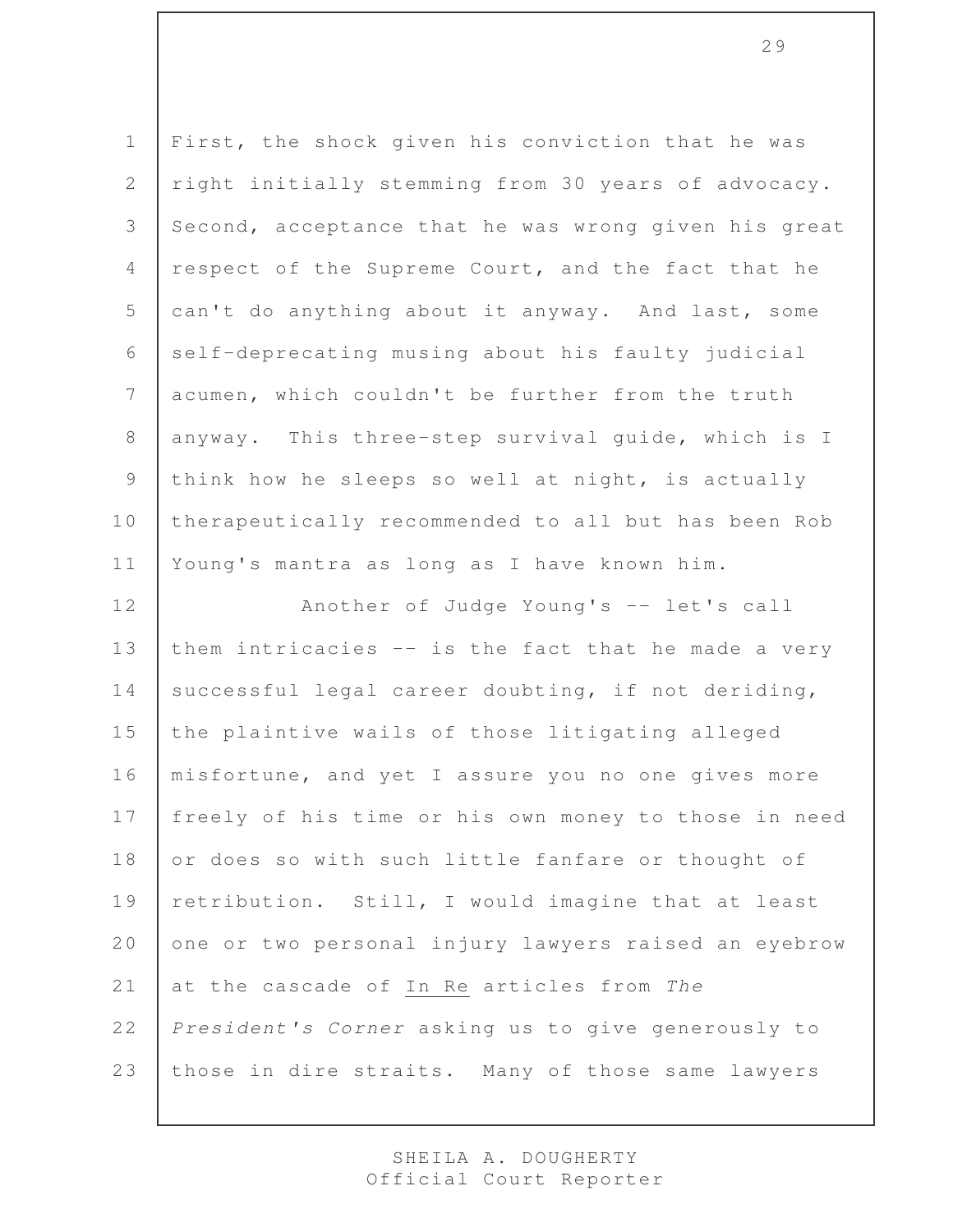First, the shock given his conviction that he was right initially stemming from 30 years of advocacy. Second, acceptance that he was wrong given his great respect of the Supreme Court, and the fact that he can't do anything about it anyway. And last, some self-deprecating musing about his faulty judicial acumen, which couldn't be further from the truth anyway. This three-step survival guide, which is I think how he sleeps so well at night, is actually therapeutically recommended to all but has been Rob Young's mantra as long as I have known him.

Another of Judge Young's -- let's call them intricacies -- is the fact that he made a very successful legal career doubting, if not deriding, the plaintive wails of those litigating alleged misfortune, and yet I assure you no one gives more freely of his time or his own money to those in need or does so with such little fanfare or thought of retribution. Still, I would imagine that at least one or two personal injury lawyers raised an eyebrow at the cascade of In Re articles from *The President's Corner* asking us to give generously to those in dire straits. Many of those same lawyers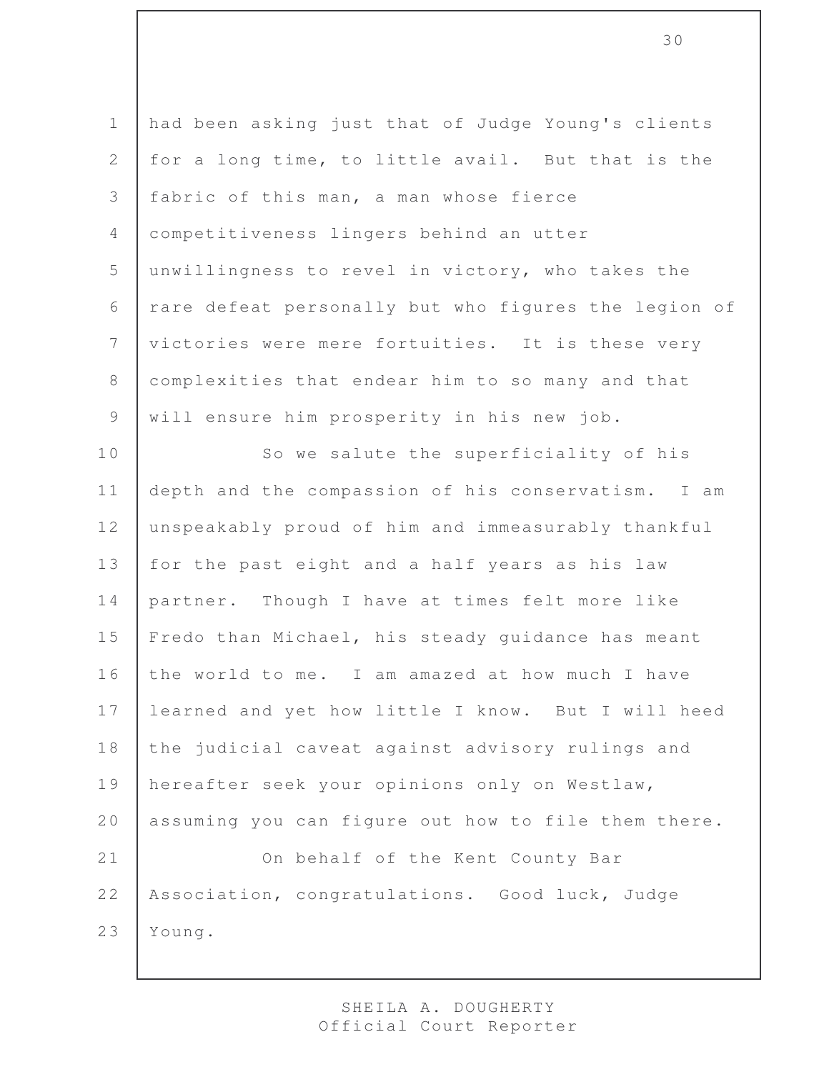had been asking just that of Judge Young's clients for a long time, to little avail. But that is the fabric of this man, a man whose fierce competitiveness lingers behind an utter unwillingness to revel in victory, who takes the rare defeat personally but who figures the legion of victories were mere fortuities. It is these very complexities that endear him to so many and that will ensure him prosperity in his new job.

So we salute the superficiality of his depth and the compassion of his conservatism. I am unspeakably proud of him and immeasurably thankful for the past eight and a half years as his law partner. Though I have at times felt more like Fredo than Michael, his steady guidance has meant the world to me. I am amazed at how much I have learned and yet how little I know. But I will heed the judicial caveat against advisory rulings and hereafter seek your opinions only on Westlaw, assuming you can figure out how to file them there.

On behalf of the Kent County Bar Association, congratulations. Good luck, Judge Young.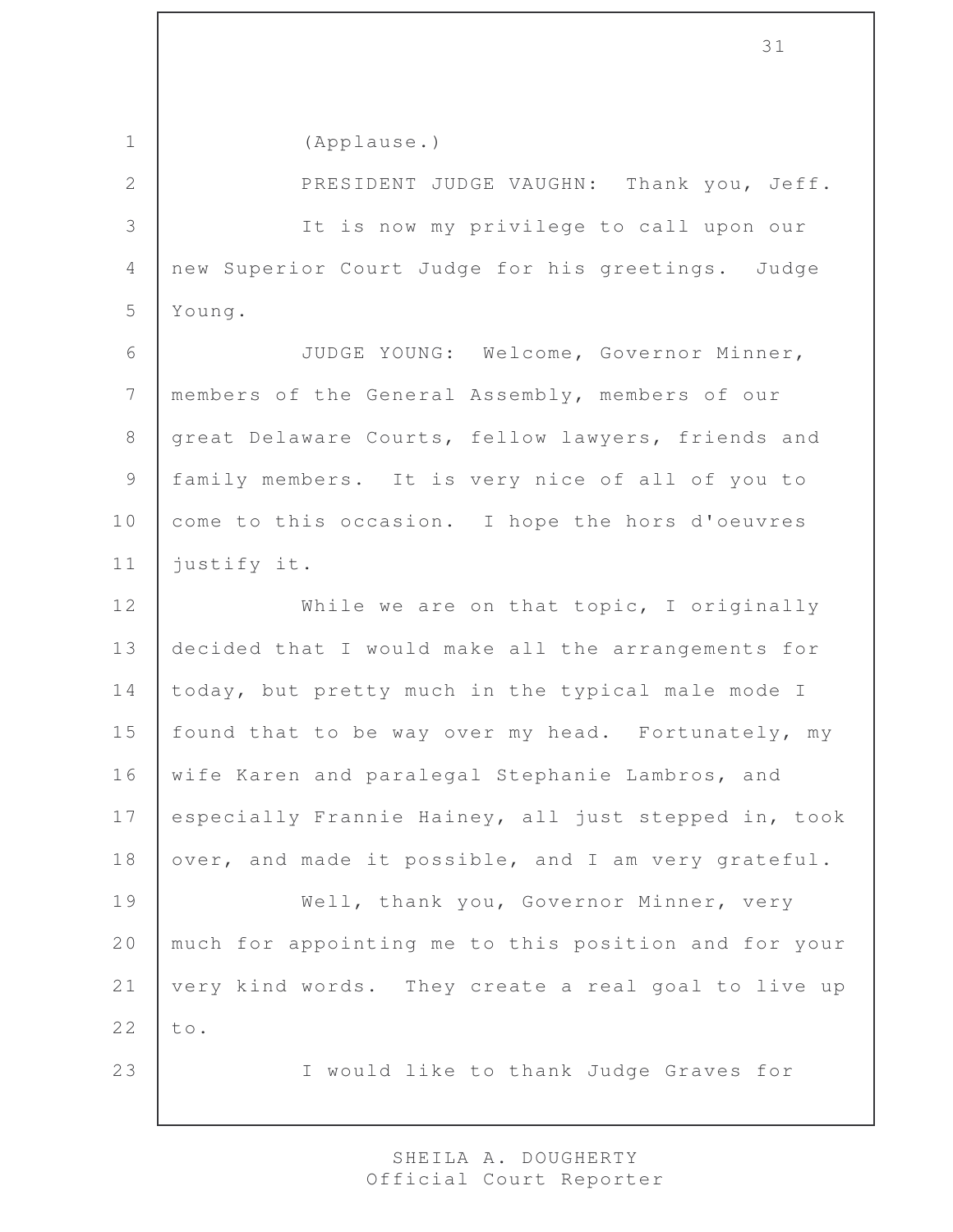(Applause.)

PRESIDENT JUDGE VAUGHN: Thank you, Jeff.

It is now my privilege to call upon our new Superior Court Judge for his greetings. Judge Young.

JUDGE YOUNG: Welcome, Governor Minner, members of the General Assembly, members of our great Delaware Courts, fellow lawyers, friends and family members. It is very nice of all of you to come to this occasion. I hope the hors d'oeuvres justify it.

While we are on that topic, I originally decided that I would make all the arrangements for today, but pretty much in the typical male mode I found that to be way over my head. Fortunately, my wife Karen and paralegal Stephanie Lambros, and especially Frannie Hainey, all just stepped in, took over, and made it possible, and I am very grateful.

Well, thank you, Governor Minner, very much for appointing me to this position and for your very kind words. They create a real goal to live up to.

I would like to thank Judge Graves for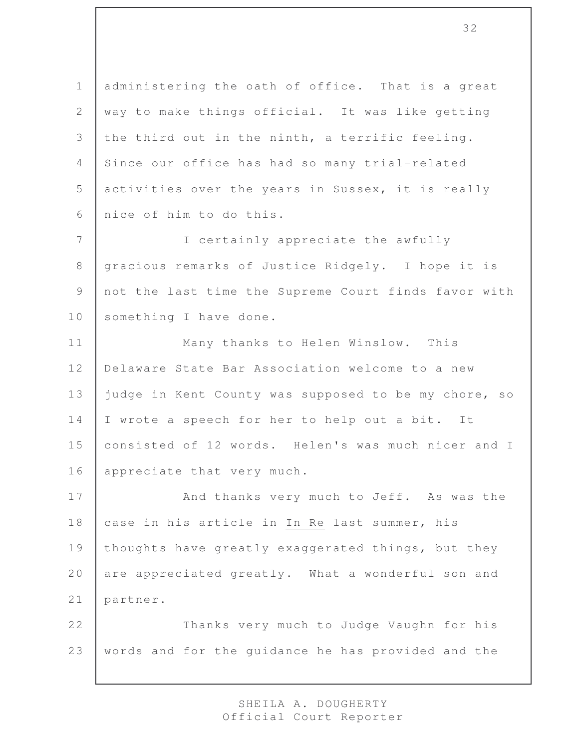administering the oath of office. That is a great way to make things official. It was like getting the third out in the ninth, a terrific feeling. Since our office has had so many trial-related activities over the years in Sussex, it is really nice of him to do this.

I certainly appreciate the awfully gracious remarks of Justice Ridgely. I hope it is not the last time the Supreme Court finds favor with something I have done.

Many thanks to Helen Winslow. This Delaware State Bar Association welcome to a new judge in Kent County was supposed to be my chore, so I wrote a speech for her to help out a bit. It consisted of 12 words. Helen's was much nicer and I appreciate that very much.

And thanks very much to Jeff. As was the case in his article in In Re last summer, his thoughts have greatly exaggerated things, but they are appreciated greatly. What a wonderful son and partner.

Thanks very much to Judge Vaughn for his words and for the guidance he has provided and the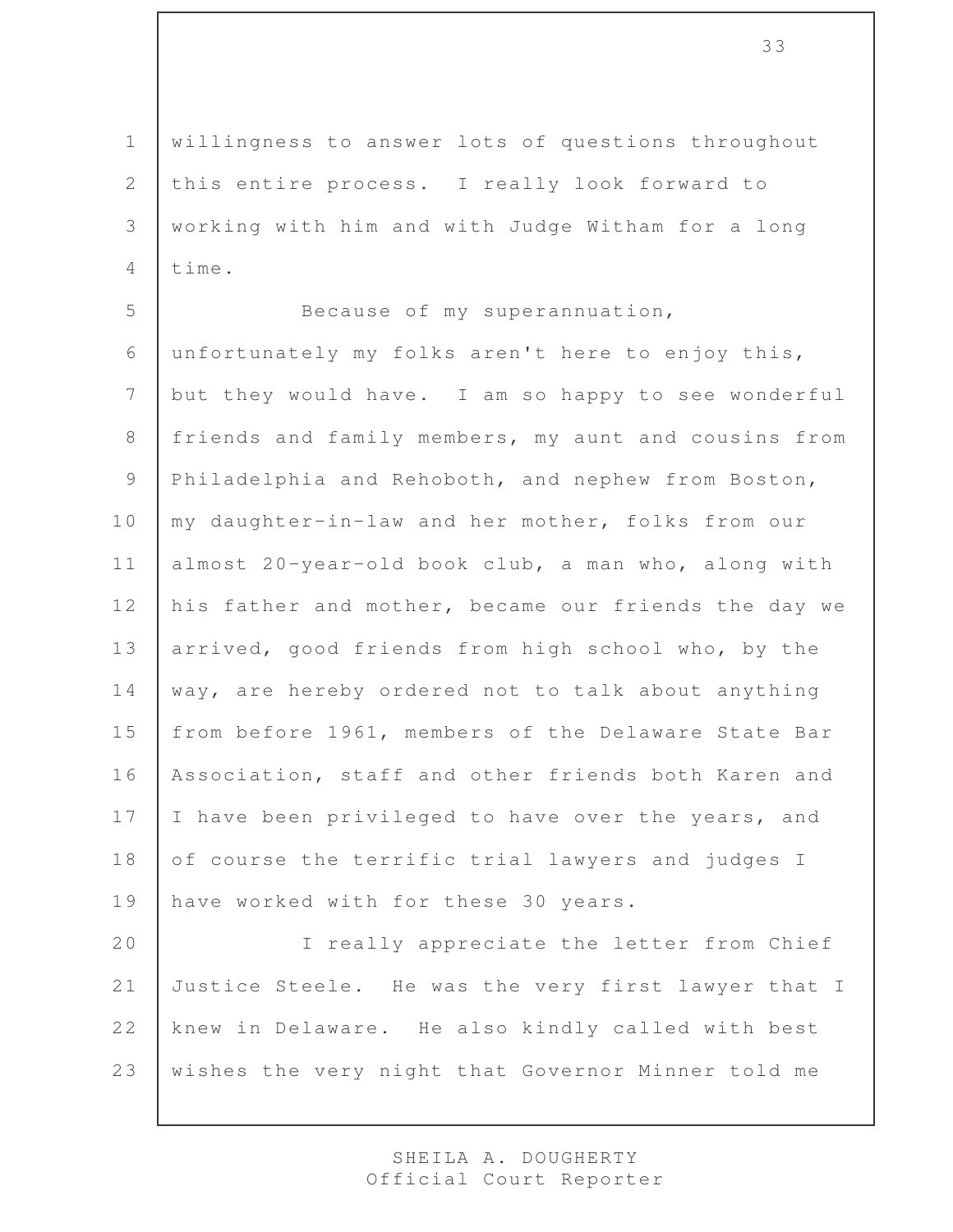willingness to answer lots of questions throughout this entire process. I really look forward to working with him and with Judge Witham for a long time.

Because of my superannuation, unfortunately my folks aren't here to enjoy this, but they would have. I am so happy to see wonderful friends and family members, my aunt and cousins from Philadelphia and Rehoboth, and nephew from Boston, my daughter-in-law and her mother, folks from our almost 20-year-old book club, a man who, along with his father and mother, became our friends the day we arrived, good friends from high school who, by the way, are hereby ordered not to talk about anything from before 1961, members of the Delaware State Bar Association, staff and other friends both Karen and I have been privileged to have over the years, and of course the terrific trial lawyers and judges I have worked with for these 30 years.

I really appreciate the letter from Chief Justice Steele. He was the very first lawyer that I knew in Delaware. He also kindly called with best wishes the very night that Governor Minner told me

SHEILA A. DOUGHERTY
Official Court Reporter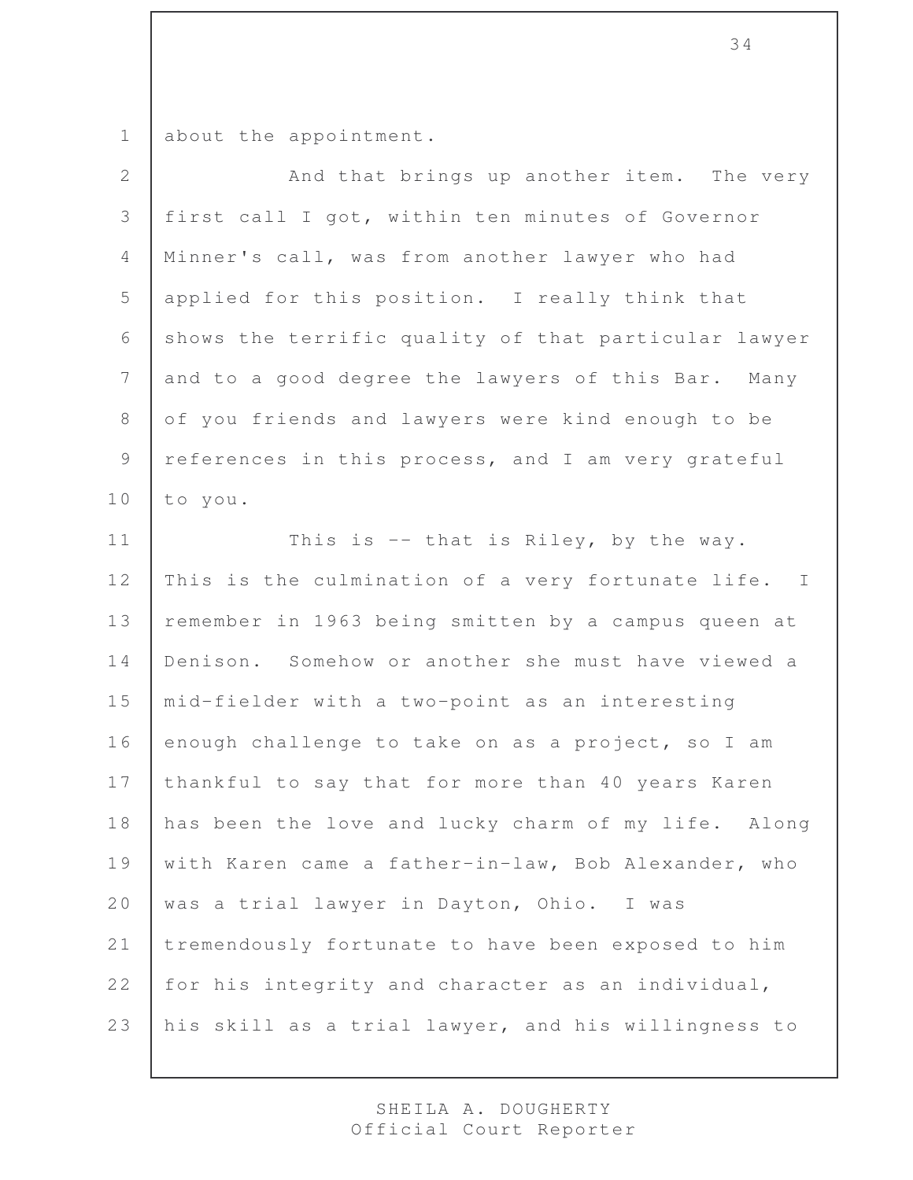about the appointment.

And that brings up another item. The very first call I got, within ten minutes of Governor Minner's call, was from another lawyer who had applied for this position. I really think that shows the terrific quality of that particular lawyer and to a good degree the lawyers of this Bar. Many of you friends and lawyers were kind enough to be references in this process, and I am very grateful to you.

This is -- that is Riley, by the way. This is the culmination of a very fortunate life. I remember in 1963 being smitten by a campus queen at Denison. Somehow or another she must have viewed a mid-fielder with a two-point as an interesting enough challenge to take on as a project, so I am thankful to say that for more than 40 years Karen has been the love and lucky charm of my life. Along with Karen came a father-in-law, Bob Alexander, who was a trial lawyer in Dayton, Ohio. I was tremendously fortunate to have been exposed to him for his integrity and character as an individual, his skill as a trial lawyer, and his willingness to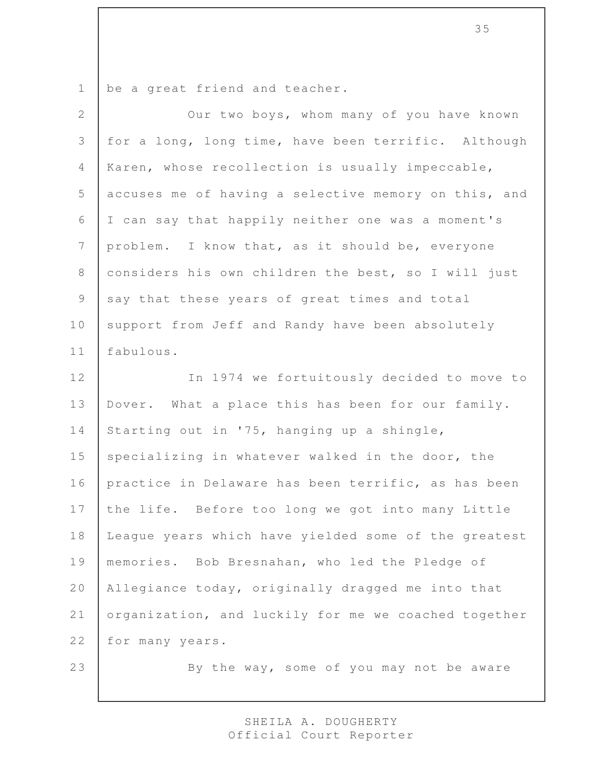be a great friend and teacher.

Our two boys, whom many of you have known for a long, long time, have been terrific. Although Karen, whose recollection is usually impeccable, accuses me of having a selective memory on this, and I can say that happily neither one was a moment's problem. I know that, as it should be, everyone considers his own children the best, so I will just say that these years of great times and total support from Jeff and Randy have been absolutely fabulous.

In 1974 we fortuitously decided to move to Dover. What a place this has been for our family. Starting out in '75, hanging up a shingle, specializing in whatever walked in the door, the practice in Delaware has been terrific, as has been the life. Before too long we got into many Little League years which have yielded some of the greatest memories. Bob Bresnahan, who led the Pledge of Allegiance today, originally dragged me into that organization, and luckily for me we coached together for many years.

By the way, some of you may not be aware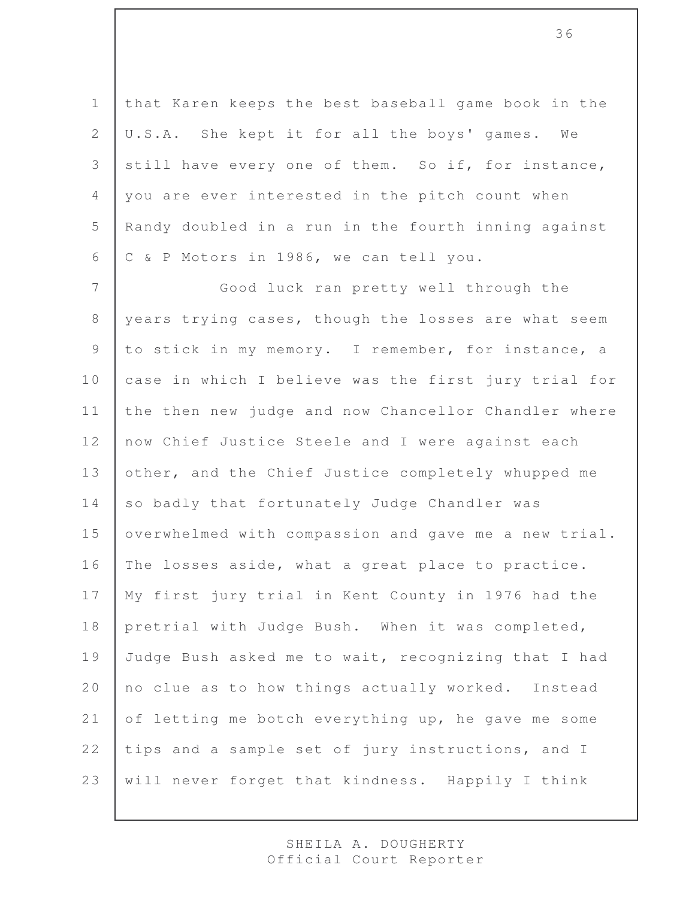that Karen keeps the best baseball game book in the U.S.A. She kept it for all the boys' games. We still have every one of them. So if, for instance, you are ever interested in the pitch count when Randy doubled in a run in the fourth inning against C & P Motors in 1986, we can tell you.

Good luck ran pretty well through the years trying cases, though the losses are what seem to stick in my memory. I remember, for instance, a case in which I believe was the first jury trial for the then new judge and now Chancellor Chandler where now Chief Justice Steele and I were against each other, and the Chief Justice completely whupped me so badly that fortunately Judge Chandler was overwhelmed with compassion and gave me a new trial. The losses aside, what a great place to practice. My first jury trial in Kent County in 1976 had the pretrial with Judge Bush. When it was completed, Judge Bush asked me to wait, recognizing that I had no clue as to how things actually worked. Instead of letting me botch everything up, he gave me some tips and a sample set of jury instructions, and I will never forget that kindness. Happily I think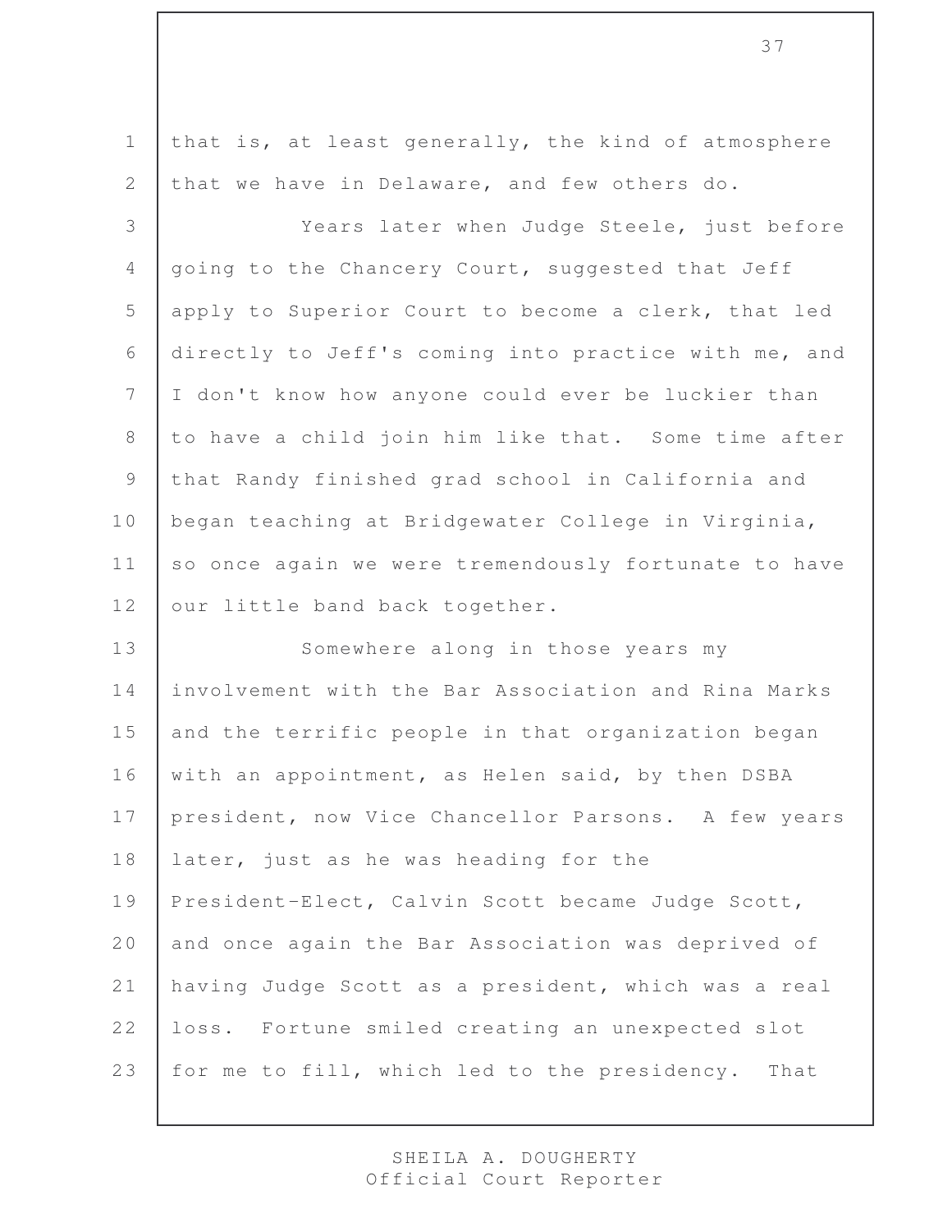that is, at least generally, the kind of atmosphere that we have in Delaware, and few others do.

Years later when Judge Steele, just before going to the Chancery Court, suggested that Jeff apply to Superior Court to become a clerk, that led directly to Jeff's coming into practice with me, and I don't know how anyone could ever be luckier than to have a child join him like that. Some time after that Randy finished grad school in California and began teaching at Bridgewater College in Virginia, so once again we were tremendously fortunate to have our little band back together.

Somewhere along in those years my involvement with the Bar Association and Rina Marks and the terrific people in that organization began with an appointment, as Helen said, by then DSBA president, now Vice Chancellor Parsons. A few years later, just as he was heading for the President-Elect, Calvin Scott became Judge Scott, and once again the Bar Association was deprived of having Judge Scott as a president, which was a real loss. Fortune smiled creating an unexpected slot for me to fill, which led to the presidency. That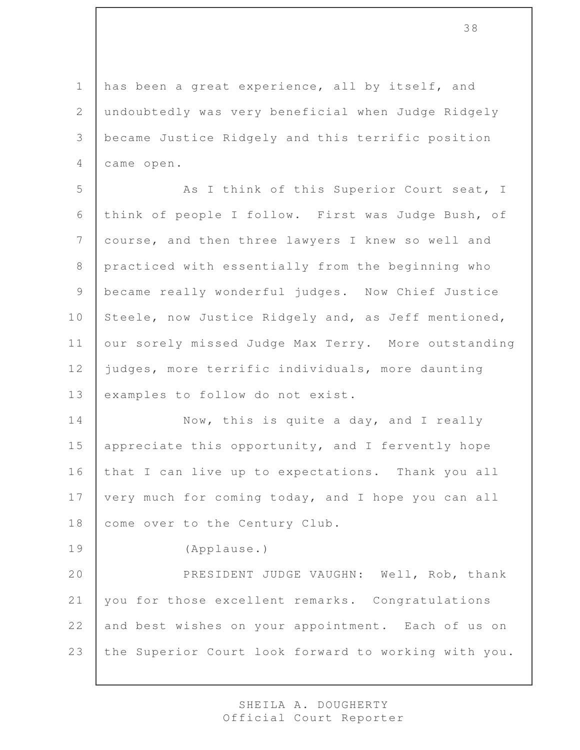has been a great experience, all by itself, and undoubtedly was very beneficial when Judge Ridgely became Justice Ridgely and this terrific position came open.

As I think of this Superior Court seat, I think of people I follow. First was Judge Bush, of course, and then three lawyers I knew so well and practiced with essentially from the beginning who became really wonderful judges. Now Chief Justice Steele, now Justice Ridgely and, as Jeff mentioned, our sorely missed Judge Max Terry. More outstanding judges, more terrific individuals, more daunting examples to follow do not exist.

Now, this is quite a day, and I really appreciate this opportunity, and I fervently hope that I can live up to expectations. Thank you all very much for coming today, and I hope you can all come over to the Century Club.

(Applause.)

PRESIDENT JUDGE VAUGHN: Well, Rob, thank you for those excellent remarks. Congratulations and best wishes on your appointment. Each of us on the Superior Court look forward to working with you.

SHEILA A. DOUGHERTY
Official Court Reporter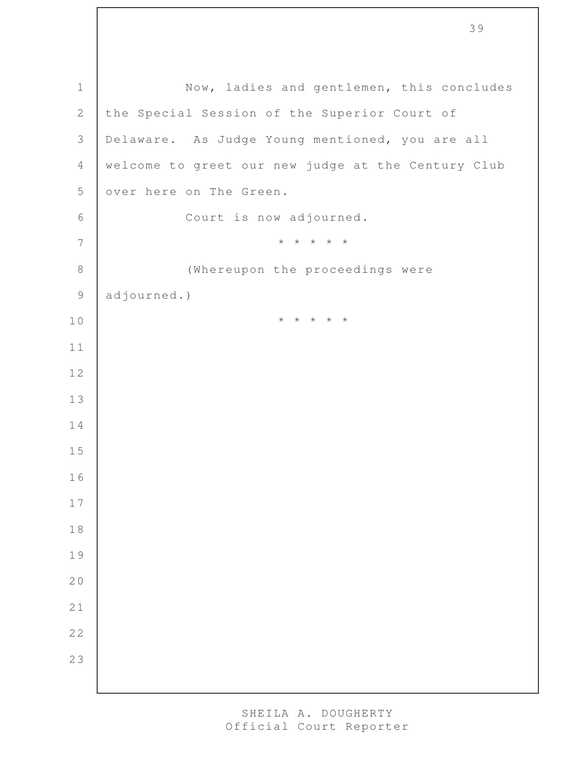Now, ladies and gentlemen, this concludes the Special Session of the Superior Court of Delaware. As Judge Young mentioned, you are all welcome to greet our new judge at the Century Club over here on The Green.

Court is now adjourned.

* * * * *

(Whereupon the proceedings were adjourned.)

* * * * *

SHEILA A. DOUGHERTY
Official Court Reporter